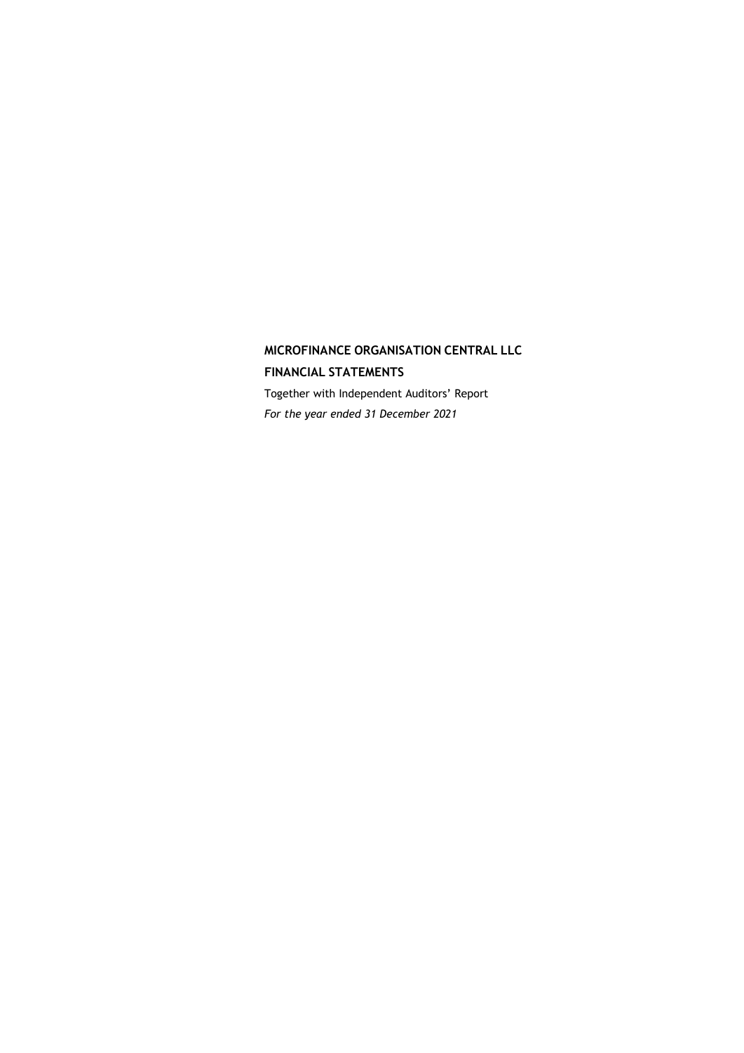**MICROFINANCE ORGANISATION CENTRAL LLC**

**FINANCIAL STATEMENTS**

Together with Independent Auditors' Report

*For the year ended 31 December 2021*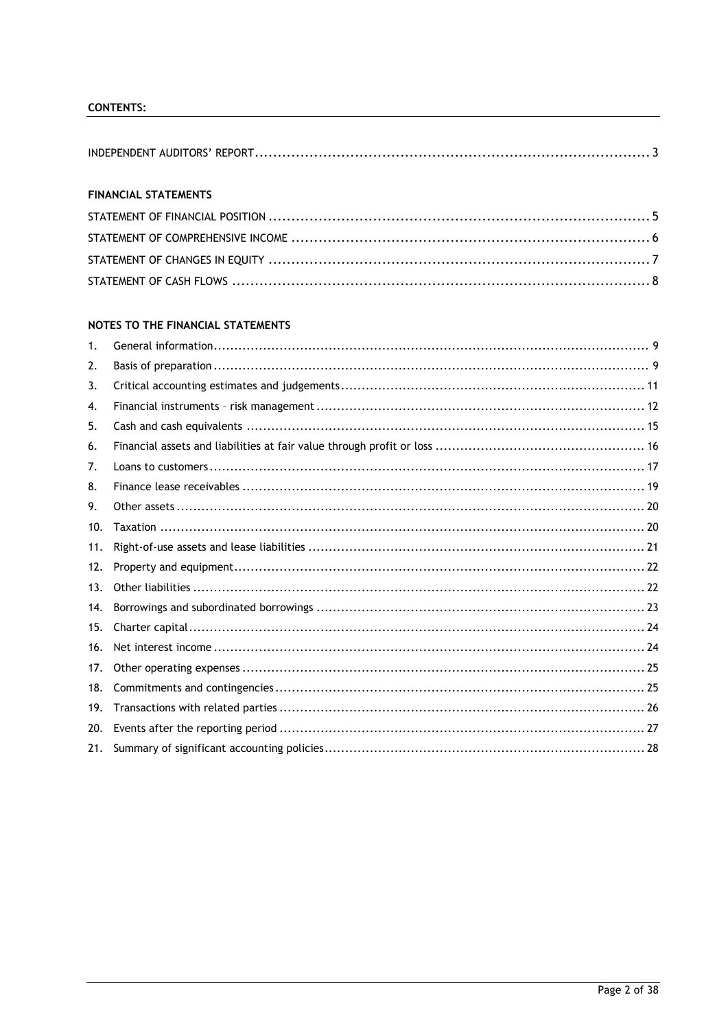**CONTENTS:**

INDEPENDENT AUDITORS' REPORT ........................................................................................ 3

**FINANCIAL STATEMENTS**

STATEMENT OF FINANCIAL POSITION ..................................................................................... 5

STATEMENT OF COMPREHENSIVE INCOME ................................................................................. 6

STATEMENT OF CHANGES IN EQUITY ..................................................................................... 7

STATEMENT OF CASH FLOWS ............................................................................................... 8

**NOTES TO THE FINANCIAL STATEMENTS**

1. General information ......................................................................................................... 9
2. Basis of preparation ......................................................................................................... 9
3. Critical accounting estimates and judgements ......................................................................... 11
4. Financial instruments – risk management ............................................................................... 12
5. Cash and cash equivalents ................................................................................................ 15
6. Financial assets and liabilities at fair value through profit or loss ................................................. 16
7. Loans to customers ......................................................................................................... 17
8. Finance lease receivables ................................................................................................. 19
9. Other assets ................................................................................................................. 20
10. Taxation ..................................................................................................................... 20
11. Right-of-use assets and lease liabilities ................................................................................. 21
12. Property and equipment ................................................................................................... 22
13. Other liabilities ............................................................................................................. 22
14. Borrowings and subordinated borrowings ............................................................................... 23
15. Charter capital .............................................................................................................. 24
16. Net interest income ........................................................................................................ 24
17. Other operating expenses ................................................................................................. 25
18. Commitments and contingencies ......................................................................................... 25
19. Transactions with related parties ........................................................................................ 26
20. Events after the reporting period ........................................................................................ 27
21. Summary of significant accounting policies ............................................................................. 28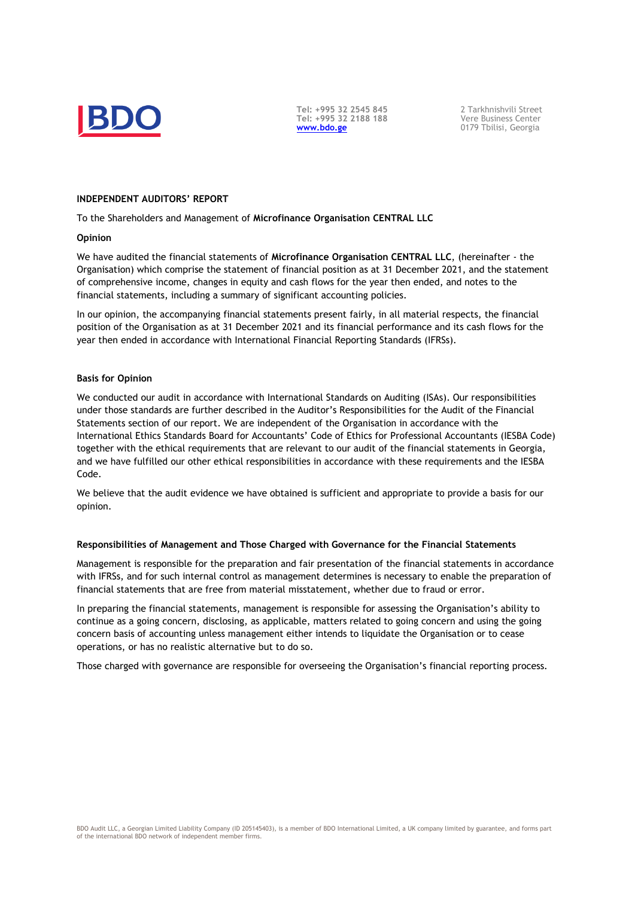**INDEPENDENT AUDITORS' REPORT**

To the Shareholders and Management of **Microfinance Organisation CENTRAL LLC**

**Opinion**

We have audited the financial statements of **Microfinance Organisation CENTRAL LLC**, (hereinafter - the Organisation) which comprise the statement of financial position as at 31 December 2021, and the statement of comprehensive income, changes in equity and cash flows for the year then ended, and notes to the financial statements, including a summary of significant accounting policies.

In our opinion, the accompanying financial statements present fairly, in all material respects, the financial position of the Organisation as at 31 December 2021 and its financial performance and its cash flows for the year then ended in accordance with International Financial Reporting Standards (IFRSs).

**Basis for Opinion**

We conducted our audit in accordance with International Standards on Auditing (ISAs). Our responsibilities under those standards are further described in the Auditor's Responsibilities for the Audit of the Financial Statements section of our report. We are independent of the Organisation in accordance with the International Ethics Standards Board for Accountants' Code of Ethics for Professional Accountants (IESBA Code) together with the ethical requirements that are relevant to our audit of the financial statements in Georgia, and we have fulfilled our other ethical responsibilities in accordance with these requirements and the IESBA Code.

We believe that the audit evidence we have obtained is sufficient and appropriate to provide a basis for our opinion.

**Responsibilities of Management and Those Charged with Governance for the Financial Statements**

Management is responsible for the preparation and fair presentation of the financial statements in accordance with IFRSs, and for such internal control as management determines is necessary to enable the preparation of financial statements that are free from material misstatement, whether due to fraud or error.

In preparing the financial statements, management is responsible for assessing the Organisation's ability to continue as a going concern, disclosing, as applicable, matters related to going concern and using the going concern basis of accounting unless management either intends to liquidate the Organisation or to cease operations, or has no realistic alternative but to do so.

Those charged with governance are responsible for overseeing the Organisation's financial reporting process.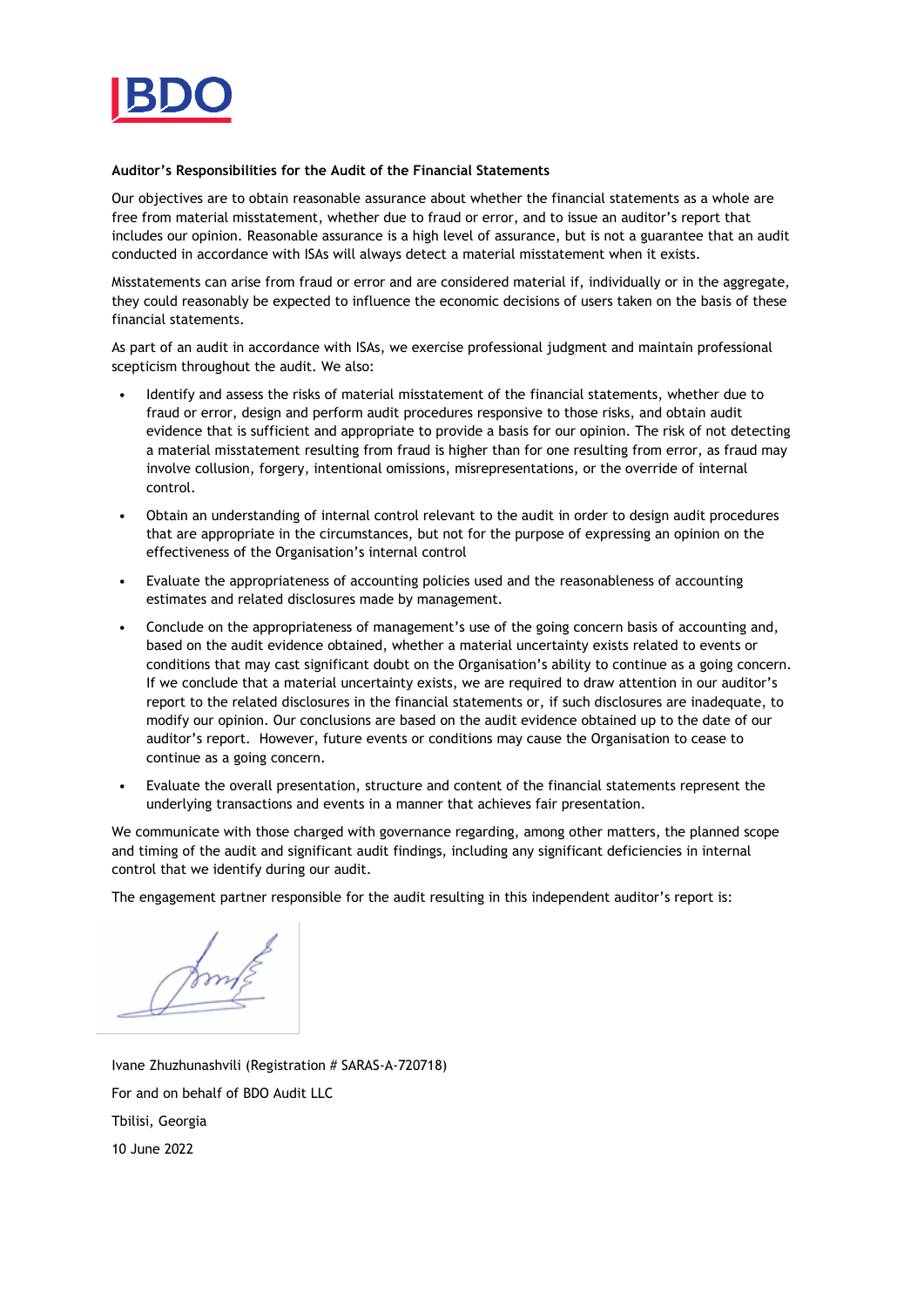**Auditor's Responsibilities for the Audit of the Financial Statements**

Our objectives are to obtain reasonable assurance about whether the financial statements as a whole are free from material misstatement, whether due to fraud or error, and to issue an auditor's report that includes our opinion. Reasonable assurance is a high level of assurance, but is not a guarantee that an audit conducted in accordance with ISAs will always detect a material misstatement when it exists.

Misstatements can arise from fraud or error and are considered material if, individually or in the aggregate, they could reasonably be expected to influence the economic decisions of users taken on the basis of these financial statements.

As part of an audit in accordance with ISAs, we exercise professional judgment and maintain professional scepticism throughout the audit. We also:

- Identify and assess the risks of material misstatement of the financial statements, whether due to fraud or error, design and perform audit procedures responsive to those risks, and obtain audit evidence that is sufficient and appropriate to provide a basis for our opinion. The risk of not detecting a material misstatement resulting from fraud is higher than for one resulting from error, as fraud may involve collusion, forgery, intentional omissions, misrepresentations, or the override of internal control.
- Obtain an understanding of internal control relevant to the audit in order to design audit procedures that are appropriate in the circumstances, but not for the purpose of expressing an opinion on the effectiveness of the Organisation's internal control
- Evaluate the appropriateness of accounting policies used and the reasonableness of accounting estimates and related disclosures made by management.
- Conclude on the appropriateness of management's use of the going concern basis of accounting and, based on the audit evidence obtained, whether a material uncertainty exists related to events or conditions that may cast significant doubt on the Organisation's ability to continue as a going concern. If we conclude that a material uncertainty exists, we are required to draw attention in our auditor's report to the related disclosures in the financial statements or, if such disclosures are inadequate, to modify our opinion. Our conclusions are based on the audit evidence obtained up to the date of our auditor's report. However, future events or conditions may cause the Organisation to cease to continue as a going concern.
- Evaluate the overall presentation, structure and content of the financial statements represent the underlying transactions and events in a manner that achieves fair presentation.

We communicate with those charged with governance regarding, among other matters, the planned scope and timing of the audit and significant audit findings, including any significant deficiencies in internal control that we identify during our audit.

The engagement partner responsible for the audit resulting in this independent auditor's report is:

Ivane Zhuzhunashvili (Registration # SARAS-A-720718)

For and on behalf of BDO Audit LLC

Tbilisi, Georgia

10 June 2022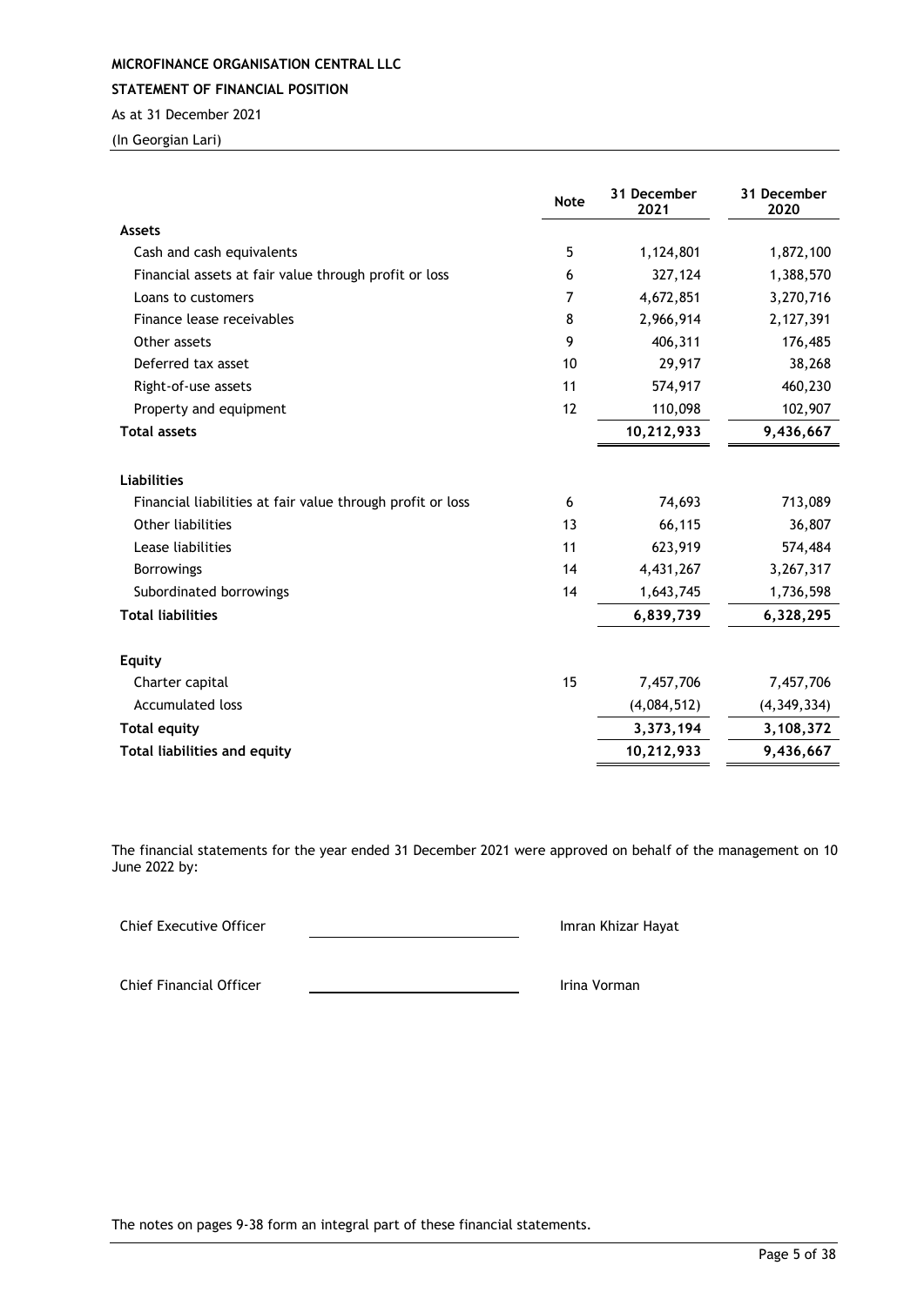**MICROFINANCE ORGANISATION CENTRAL LLC**

**STATEMENT OF FINANCIAL POSITION**

As at 31 December 2021

(In Georgian Lari)

| | Note | 31 December 2021 | 31 December 2020 |
|---|---|---|---|
| **Assets** | | | |
| Cash and cash equivalents | 5 | 1,124,801 | 1,872,100 |
| Financial assets at fair value through profit or loss | 6 | 327,124 | 1,388,570 |
| Loans to customers | 7 | 4,672,851 | 3,270,716 |
| Finance lease receivables | 8 | 2,966,914 | 2,127,391 |
| Other assets | 9 | 406,311 | 176,485 |
| Deferred tax asset | 10 | 29,917 | 38,268 |
| Right-of-use assets | 11 | 574,917 | 460,230 |
| Property and equipment | 12 | 110,098 | 102,907 |
| **Total assets** | | **10,212,933** | **9,436,667** |
| **Liabilities** | | | |
| Financial liabilities at fair value through profit or loss | 6 | 74,693 | 713,089 |
| Other liabilities | 13 | 66,115 | 36,807 |
| Lease liabilities | 11 | 623,919 | 574,484 |
| Borrowings | 14 | 4,431,267 | 3,267,317 |
| Subordinated borrowings | 14 | 1,643,745 | 1,736,598 |
| **Total liabilities** | | **6,839,739** | **6,328,295** |
| **Equity** | | | |
| Charter capital | 15 | 7,457,706 | 7,457,706 |
| Accumulated loss | | (4,084,512) | (4,349,334) |
| **Total equity** | | **3,373,194** | **3,108,372** |
| **Total liabilities and equity** | | **10,212,933** | **9,436,667** |

The financial statements for the year ended 31 December 2021 were approved on behalf of the management on 10 June 2022 by:

Chief Executive Officer ______________________ Imran Khizar Hayat

Chief Financial Officer ______________________ Irina Vorman

The notes on pages 9-38 form an integral part of these financial statements.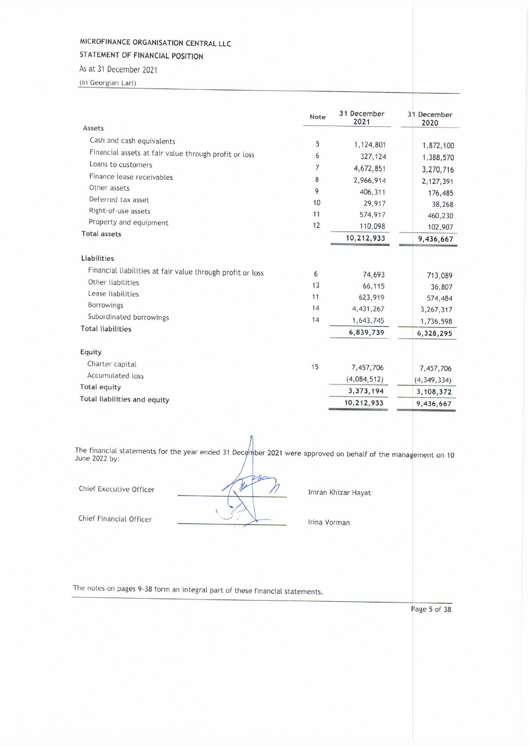MICROFINANCE ORGANISATION CENTRAL LLC

STATEMENT OF FINANCIAL POSITION

As at 31 December 2021

(In Georgian Lari)

| | Note | 31 December 2021 | 31 December 2020 |
|---|---|---|---|
| **Assets** | | | |
| Cash and cash equivalents | 5 | 1,124,801 | 1,872,100 |
| Financial assets at fair value through profit or loss | 6 | 327,124 | 1,388,570 |
| Loans to customers | 7 | 4,672,851 | 3,270,716 |
| Finance lease receivables | 8 | 2,966,914 | 2,127,391 |
| Other assets | 9 | 406,311 | 176,485 |
| Deferred tax asset | 10 | 29,917 | 38,268 |
| Right-of-use assets | 11 | 574,917 | 460,230 |
| Property and equipment | 12 | 110,098 | 102,907 |
| **Total assets** | | **10,212,933** | **9,436,667** |
| **Liabilities** | | | |
| Financial liabilities at fair value through profit or loss | 6 | 74,693 | 713,089 |
| Other liabilities | 13 | 66,115 | 36,807 |
| Lease liabilities | 11 | 623,919 | 574,484 |
| Borrowings | 14 | 4,431,267 | 3,267,317 |
| Subordinated borrowings | 14 | 1,643,745 | 1,736,598 |
| **Total liabilities** | | **6,839,739** | **6,328,295** |
| **Equity** | | | |
| Charter capital | 15 | 7,457,706 | 7,457,706 |
| Accumulated loss | | (4,084,512) | (4,349,334) |
| **Total equity** | | **3,373,194** | **3,108,372** |
| **Total liabilities and equity** | | **10,212,933** | **9,436,667** |

The financial statements for the year ended 31 December 2021 were approved on behalf of the management on 10 June 2022 by:

| | | |
|---|---|---|
| Chief Executive Officer | ____________________ | Imran Khizar Hayat |
| Chief Financial Officer | ____________________ | Irina Vorman |

The notes on pages 9-38 form an integral part of these financial statements.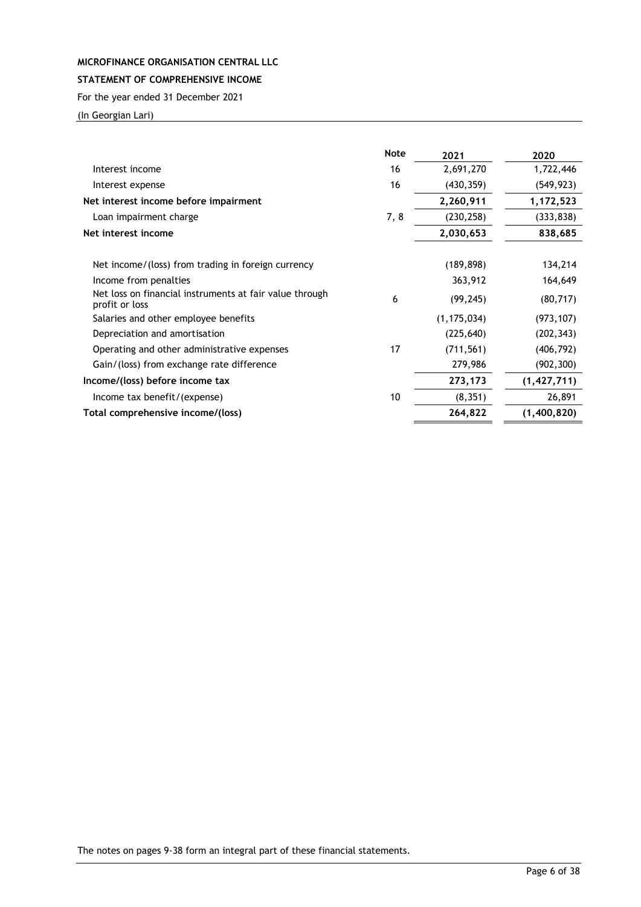**MICROFINANCE ORGANISATION CENTRAL LLC**

**STATEMENT OF COMPREHENSIVE INCOME**

For the year ended 31 December 2021

(In Georgian Lari)

| | Note | 2021 | 2020 |
|---|---|---|---|
| Interest income | 16 | 2,691,270 | 1,722,446 |
| Interest expense | 16 | (430,359) | (549,923) |
| **Net interest income before impairment** | | **2,260,911** | **1,172,523** |
| Loan impairment charge | 7, 8 | (230,258) | (333,838) |
| **Net interest income** | | **2,030,653** | **838,685** |
| Net income/(loss) from trading in foreign currency | | (189,898) | 134,214 |
| Income from penalties | | 363,912 | 164,649 |
| Net loss on financial instruments at fair value through profit or loss | 6 | (99,245) | (80,717) |
| Salaries and other employee benefits | | (1,175,034) | (973,107) |
| Depreciation and amortisation | | (225,640) | (202,343) |
| Operating and other administrative expenses | 17 | (711,561) | (406,792) |
| Gain/(loss) from exchange rate difference | | 279,986 | (902,300) |
| **Income/(loss) before income tax** | | **273,173** | **(1,427,711)** |
| Income tax benefit/(expense) | 10 | (8,351) | 26,891 |
| **Total comprehensive income/(loss)** | | **264,822** | **(1,400,820)** |

The notes on pages 9-38 form an integral part of these financial statements.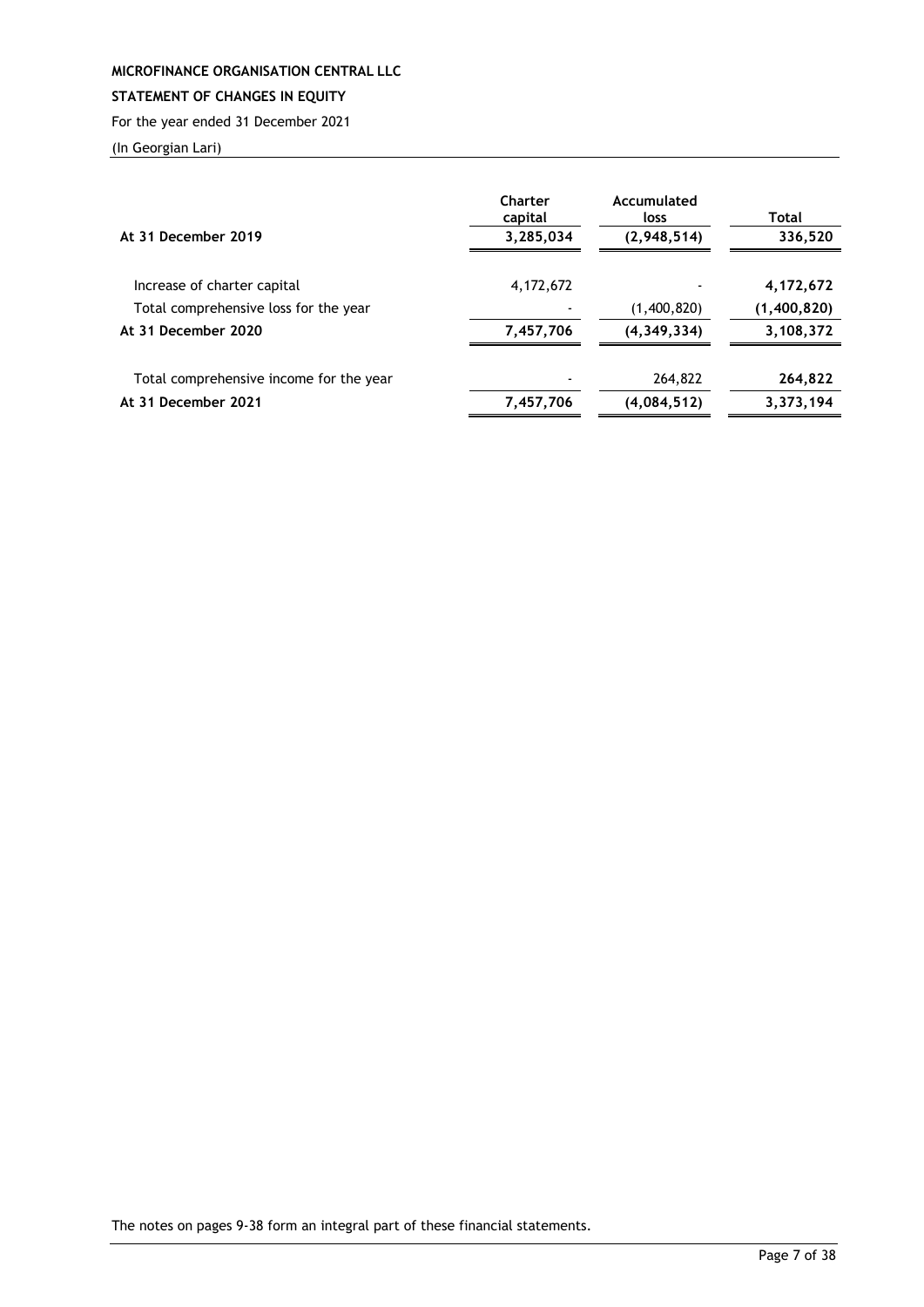**MICROFINANCE ORGANISATION CENTRAL LLC**

**STATEMENT OF CHANGES IN EQUITY**

For the year ended 31 December 2021

(In Georgian Lari)

| | Charter capital | Accumulated loss | Total |
|---|---|---|---|
| **At 31 December 2019** | **3,285,034** | **(2,948,514)** | **336,520** |
| Increase of charter capital | 4,172,672 | - | **4,172,672** |
| Total comprehensive loss for the year | - | (1,400,820) | **(1,400,820)** |
| **At 31 December 2020** | **7,457,706** | **(4,349,334)** | **3,108,372** |
| Total comprehensive income for the year | - | 264,822 | **264,822** |
| **At 31 December 2021** | **7,457,706** | **(4,084,512)** | **3,373,194** |

The notes on pages 9-38 form an integral part of these financial statements.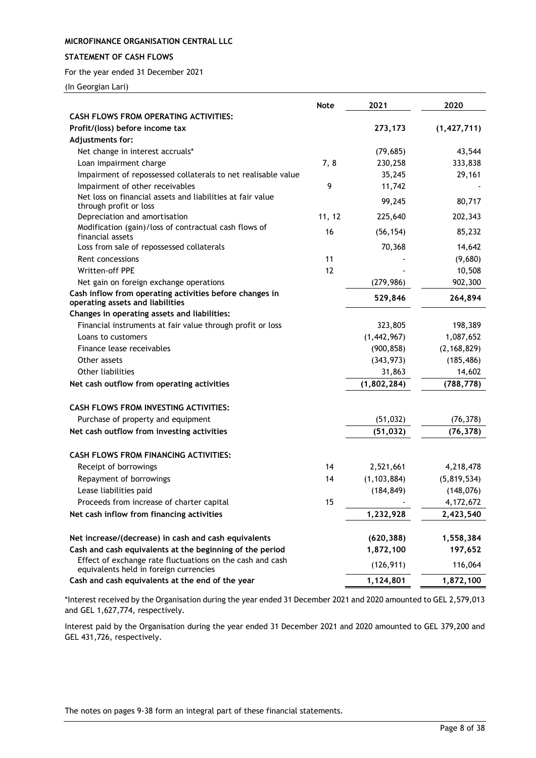**MICROFINANCE ORGANISATION CENTRAL LLC**

**STATEMENT OF CASH FLOWS**

For the year ended 31 December 2021

(In Georgian Lari)

| | Note | 2021 | 2020 |
|---|---|---|---|
| **CASH FLOWS FROM OPERATING ACTIVITIES:** | | | |
| **Profit/(loss) before income tax** | | **273,173** | **(1,427,711)** |
| **Adjustments for:** | | | |
| Net change in interest accruals* | | (79,685) | 43,544 |
| Loan impairment charge | 7, 8 | 230,258 | 333,838 |
| Impairment of repossessed collaterals to net realisable value | | 35,245 | 29,161 |
| Impairment of other receivables | 9 | 11,742 | - |
| Net loss on financial assets and liabilities at fair value through profit or loss | | 99,245 | 80,717 |
| Depreciation and amortisation | 11, 12 | 225,640 | 202,343 |
| Modification (gain)/loss of contractual cash flows of financial assets | 16 | (56,154) | 85,232 |
| Loss from sale of repossessed collaterals | | 70,368 | 14,642 |
| Rent concessions | 11 | - | (9,680) |
| Written-off PPE | 12 | - | 10,508 |
| Net gain on foreign exchange operations | | (279,986) | 902,300 |
| **Cash inflow from operating activities before changes in operating assets and liabilities** | | **529,846** | **264,894** |
| **Changes in operating assets and liabilities:** | | | |
| Financial instruments at fair value through profit or loss | | 323,805 | 198,389 |
| Loans to customers | | (1,442,967) | 1,087,652 |
| Finance lease receivables | | (900,858) | (2,168,829) |
| Other assets | | (343,973) | (185,486) |
| Other liabilities | | 31,863 | 14,602 |
| **Net cash outflow from operating activities** | | **(1,802,284)** | **(788,778)** |
| | | | |
| **CASH FLOWS FROM INVESTING ACTIVITIES:** | | | |
| Purchase of property and equipment | | (51,032) | (76,378) |
| **Net cash outflow from investing activities** | | **(51,032)** | **(76,378)** |
| | | | |
| **CASH FLOWS FROM FINANCING ACTIVITIES:** | | | |
| Receipt of borrowings | 14 | 2,521,661 | 4,218,478 |
| Repayment of borrowings | 14 | (1,103,884) | (5,819,534) |
| Lease liabilities paid | | (184,849) | (148,076) |
| Proceeds from increase of charter capital | 15 | - | 4,172,672 |
| **Net cash inflow from financing activities** | | **1,232,928** | **2,423,540** |
| | | | |
| **Net increase/(decrease) in cash and cash equivalents** | | **(620,388)** | **1,558,384** |
| **Cash and cash equivalents at the beginning of the period** | | **1,872,100** | **197,652** |
| Effect of exchange rate fluctuations on the cash and cash equivalents held in foreign currencies | | (126,911) | 116,064 |
| **Cash and cash equivalents at the end of the year** | | **1,124,801** | **1,872,100** |

*Interest received by the Organisation during the year ended 31 December 2021 and 2020 amounted to GEL 2,579,013 and GEL 1,627,774, respectively.

Interest paid by the Organisation during the year ended 31 December 2021 and 2020 amounted to GEL 379,200 and GEL 431,726, respectively.

The notes on pages 9-38 form an integral part of these financial statements.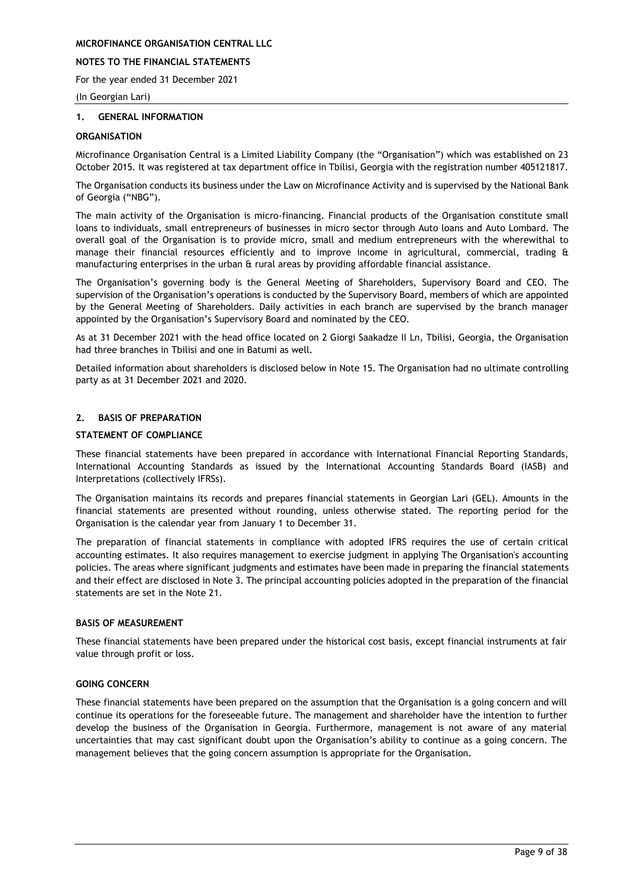## 1. GENERAL INFORMATION

### ORGANISATION

Microfinance Organisation Central is a Limited Liability Company (the "Organisation") which was established on 23 October 2015. It was registered at tax department office in Tbilisi, Georgia with the registration number 405121817.

The Organisation conducts its business under the Law on Microfinance Activity and is supervised by the National Bank of Georgia ("NBG").

The main activity of the Organisation is micro-financing. Financial products of the Organisation constitute small loans to individuals, small entrepreneurs of businesses in micro sector through Auto loans and Auto Lombard. The overall goal of the Organisation is to provide micro, small and medium entrepreneurs with the wherewithal to manage their financial resources efficiently and to improve income in agricultural, commercial, trading & manufacturing enterprises in the urban & rural areas by providing affordable financial assistance.

The Organisation's governing body is the General Meeting of Shareholders, Supervisory Board and CEO. The supervision of the Organisation's operations is conducted by the Supervisory Board, members of which are appointed by the General Meeting of Shareholders. Daily activities in each branch are supervised by the branch manager appointed by the Organisation's Supervisory Board and nominated by the CEO.

As at 31 December 2021 with the head office located on 2 Giorgi Saakadze II Ln, Tbilisi, Georgia, the Organisation had three branches in Tbilisi and one in Batumi as well.

Detailed information about shareholders is disclosed below in Note 15. The Organisation had no ultimate controlling party as at 31 December 2021 and 2020.

## 2. BASIS OF PREPARATION

### STATEMENT OF COMPLIANCE

These financial statements have been prepared in accordance with International Financial Reporting Standards, International Accounting Standards as issued by the International Accounting Standards Board (IASB) and Interpretations (collectively IFRSs).

The Organisation maintains its records and prepares financial statements in Georgian Lari (GEL). Amounts in the financial statements are presented without rounding, unless otherwise stated. The reporting period for the Organisation is the calendar year from January 1 to December 31.

The preparation of financial statements in compliance with adopted IFRS requires the use of certain critical accounting estimates. It also requires management to exercise judgment in applying The Organisation's accounting policies. The areas where significant judgments and estimates have been made in preparing the financial statements and their effect are disclosed in Note 3. The principal accounting policies adopted in the preparation of the financial statements are set in the Note 21.

### BASIS OF MEASUREMENT

These financial statements have been prepared under the historical cost basis, except financial instruments at fair value through profit or loss.

### GOING CONCERN

These financial statements have been prepared on the assumption that the Organisation is a going concern and will continue its operations for the foreseeable future. The management and shareholder have the intention to further develop the business of the Organisation in Georgia. Furthermore, management is not aware of any material uncertainties that may cast significant doubt upon the Organisation's ability to continue as a going concern. The management believes that the going concern assumption is appropriate for the Organisation.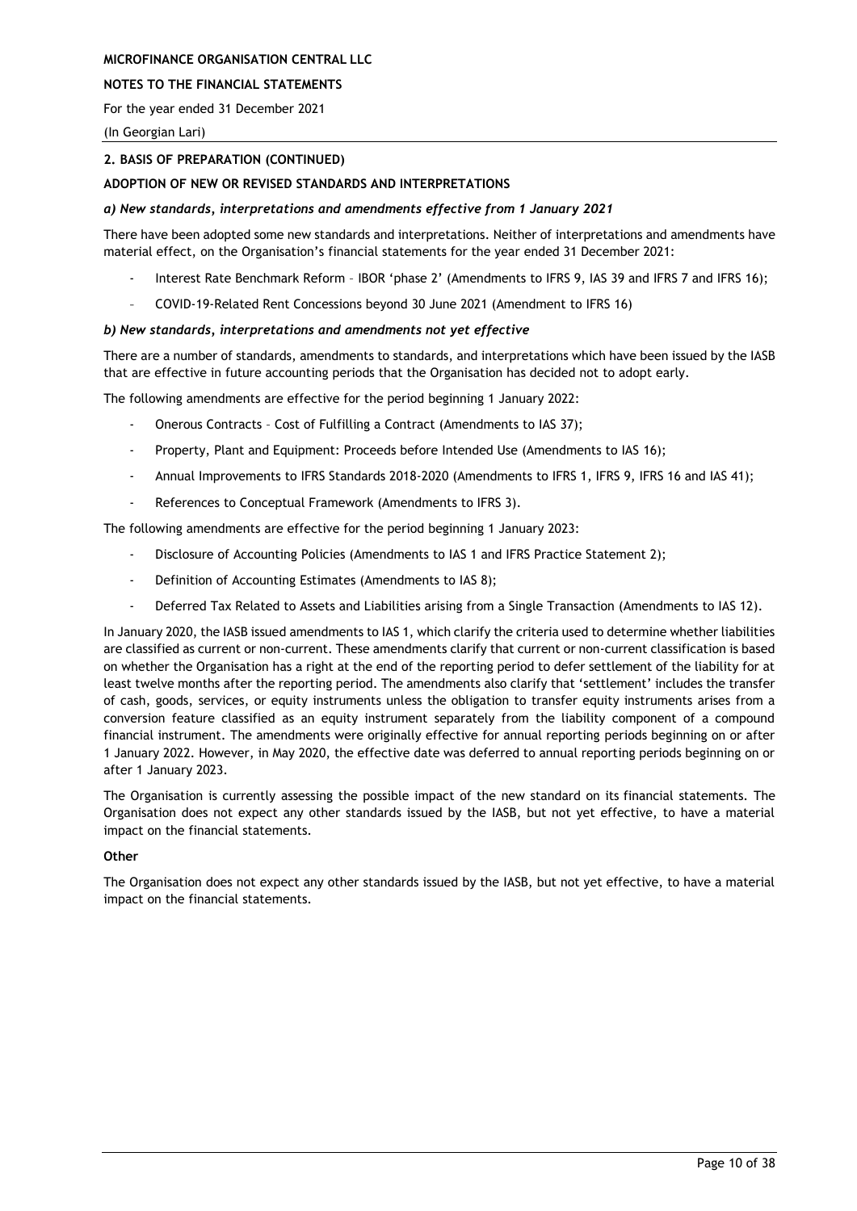## 2. BASIS OF PREPARATION (CONTINUED)

### ADOPTION OF NEW OR REVISED STANDARDS AND INTERPRETATIONS

***a) New standards, interpretations and amendments effective from 1 January 2021***

There have been adopted some new standards and interpretations. Neither of interpretations and amendments have material effect, on the Organisation's financial statements for the year ended 31 December 2021:

- Interest Rate Benchmark Reform – IBOR 'phase 2' (Amendments to IFRS 9, IAS 39 and IFRS 7 and IFRS 16);
- COVID-19-Related Rent Concessions beyond 30 June 2021 (Amendment to IFRS 16)

***b) New standards, interpretations and amendments not yet effective***

There are a number of standards, amendments to standards, and interpretations which have been issued by the IASB that are effective in future accounting periods that the Organisation has decided not to adopt early.

The following amendments are effective for the period beginning 1 January 2022:

- Onerous Contracts – Cost of Fulfilling a Contract (Amendments to IAS 37);
- Property, Plant and Equipment: Proceeds before Intended Use (Amendments to IAS 16);
- Annual Improvements to IFRS Standards 2018-2020 (Amendments to IFRS 1, IFRS 9, IFRS 16 and IAS 41);
- References to Conceptual Framework (Amendments to IFRS 3).

The following amendments are effective for the period beginning 1 January 2023:

- Disclosure of Accounting Policies (Amendments to IAS 1 and IFRS Practice Statement 2);
- Definition of Accounting Estimates (Amendments to IAS 8);
- Deferred Tax Related to Assets and Liabilities arising from a Single Transaction (Amendments to IAS 12).

In January 2020, the IASB issued amendments to IAS 1, which clarify the criteria used to determine whether liabilities are classified as current or non-current. These amendments clarify that current or non-current classification is based on whether the Organisation has a right at the end of the reporting period to defer settlement of the liability for at least twelve months after the reporting period. The amendments also clarify that 'settlement' includes the transfer of cash, goods, services, or equity instruments unless the obligation to transfer equity instruments arises from a conversion feature classified as an equity instrument separately from the liability component of a compound financial instrument. The amendments were originally effective for annual reporting periods beginning on or after 1 January 2022. However, in May 2020, the effective date was deferred to annual reporting periods beginning on or after 1 January 2023.

The Organisation is currently assessing the possible impact of the new standard on its financial statements. The Organisation does not expect any other standards issued by the IASB, but not yet effective, to have a material impact on the financial statements.

**Other**

The Organisation does not expect any other standards issued by the IASB, but not yet effective, to have a material impact on the financial statements.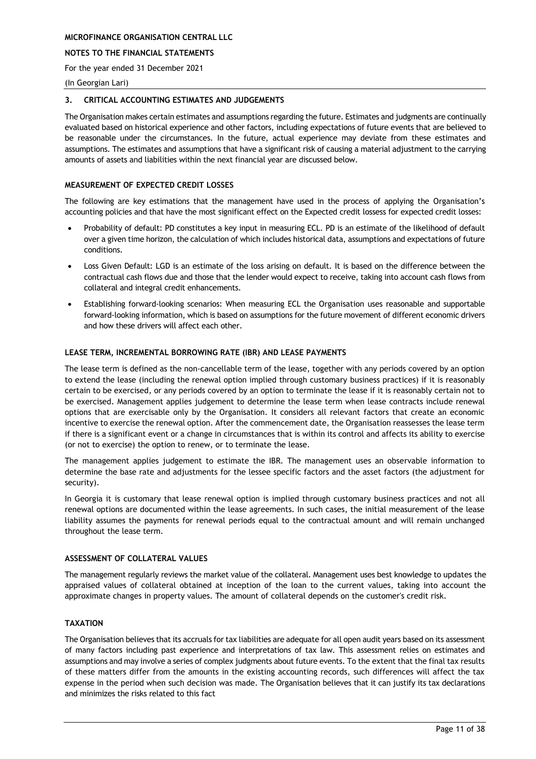## 3. CRITICAL ACCOUNTING ESTIMATES AND JUDGEMENTS

The Organisation makes certain estimates and assumptions regarding the future. Estimates and judgments are continually evaluated based on historical experience and other factors, including expectations of future events that are believed to be reasonable under the circumstances. In the future, actual experience may deviate from these estimates and assumptions. The estimates and assumptions that have a significant risk of causing a material adjustment to the carrying amounts of assets and liabilities within the next financial year are discussed below.

### MEASUREMENT OF EXPECTED CREDIT LOSSES

The following are key estimations that the management have used in the process of applying the Organisation's accounting policies and that have the most significant effect on the Expected credit lossess for expected credit losses:

- Probability of default: PD constitutes a key input in measuring ECL. PD is an estimate of the likelihood of default over a given time horizon, the calculation of which includes historical data, assumptions and expectations of future conditions.
- Loss Given Default: LGD is an estimate of the loss arising on default. It is based on the difference between the contractual cash flows due and those that the lender would expect to receive, taking into account cash flows from collateral and integral credit enhancements.
- Establishing forward-looking scenarios: When measuring ECL the Organisation uses reasonable and supportable forward-looking information, which is based on assumptions for the future movement of different economic drivers and how these drivers will affect each other.

### LEASE TERM, INCREMENTAL BORROWING RATE (IBR) AND LEASE PAYMENTS

The lease term is defined as the non-cancellable term of the lease, together with any periods covered by an option to extend the lease (including the renewal option implied through customary business practices) if it is reasonably certain to be exercised, or any periods covered by an option to terminate the lease if it is reasonably certain not to be exercised. Management applies judgement to determine the lease term when lease contracts include renewal options that are exercisable only by the Organisation. It considers all relevant factors that create an economic incentive to exercise the renewal option. After the commencement date, the Organisation reassesses the lease term if there is a significant event or a change in circumstances that is within its control and affects its ability to exercise (or not to exercise) the option to renew, or to terminate the lease.

The management applies judgement to estimate the IBR. The management uses an observable information to determine the base rate and adjustments for the lessee specific factors and the asset factors (the adjustment for security).

In Georgia it is customary that lease renewal option is implied through customary business practices and not all renewal options are documented within the lease agreements. In such cases, the initial measurement of the lease liability assumes the payments for renewal periods equal to the contractual amount and will remain unchanged throughout the lease term.

### ASSESSMENT OF COLLATERAL VALUES

The management regularly reviews the market value of the collateral. Management uses best knowledge to updates the appraised values of collateral obtained at inception of the loan to the current values, taking into account the approximate changes in property values. The amount of collateral depends on the customer's credit risk.

### TAXATION

The Organisation believes that its accruals for tax liabilities are adequate for all open audit years based on its assessment of many factors including past experience and interpretations of tax law. This assessment relies on estimates and assumptions and may involve a series of complex judgments about future events. To the extent that the final tax results of these matters differ from the amounts in the existing accounting records, such differences will affect the tax expense in the period when such decision was made. The Organisation believes that it can justify its tax declarations and minimizes the risks related to this fact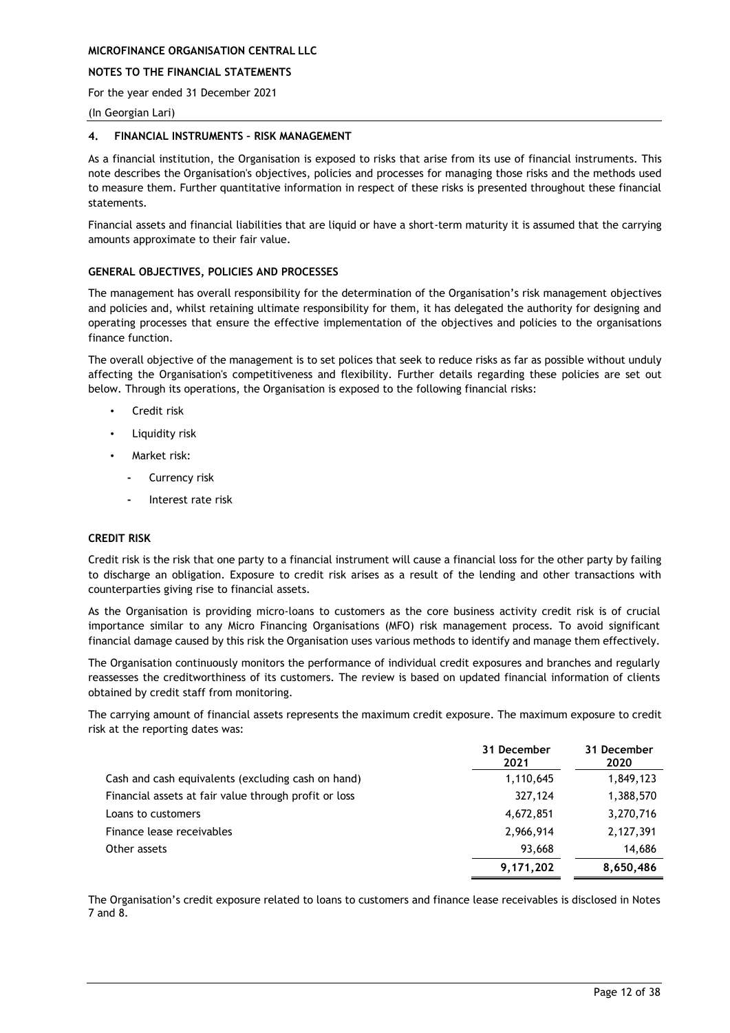## 4. FINANCIAL INSTRUMENTS – RISK MANAGEMENT

As a financial institution, the Organisation is exposed to risks that arise from its use of financial instruments. This note describes the Organisation's objectives, policies and processes for managing those risks and the methods used to measure them. Further quantitative information in respect of these risks is presented throughout these financial statements.

Financial assets and financial liabilities that are liquid or have a short-term maturity it is assumed that the carrying amounts approximate to their fair value.

### GENERAL OBJECTIVES, POLICIES AND PROCESSES

The management has overall responsibility for the determination of the Organisation's risk management objectives and policies and, whilst retaining ultimate responsibility for them, it has delegated the authority for designing and operating processes that ensure the effective implementation of the objectives and policies to the organisations finance function.

The overall objective of the management is to set polices that seek to reduce risks as far as possible without unduly affecting the Organisation's competitiveness and flexibility. Further details regarding these policies are set out below. Through its operations, the Organisation is exposed to the following financial risks:

- Credit risk
- Liquidity risk
- Market risk:
  - Currency risk
  - Interest rate risk

### CREDIT RISK

Credit risk is the risk that one party to a financial instrument will cause a financial loss for the other party by failing to discharge an obligation. Exposure to credit risk arises as a result of the lending and other transactions with counterparties giving rise to financial assets.

As the Organisation is providing micro-loans to customers as the core business activity credit risk is of crucial importance similar to any Micro Financing Organisations (MFO) risk management process. To avoid significant financial damage caused by this risk the Organisation uses various methods to identify and manage them effectively.

The Organisation continuously monitors the performance of individual credit exposures and branches and regularly reassesses the creditworthiness of its customers. The review is based on updated financial information of clients obtained by credit staff from monitoring.

The carrying amount of financial assets represents the maximum credit exposure. The maximum exposure to credit risk at the reporting dates was:

| | 31 December 2021 | 31 December 2020 |
|---|---|---|
| Cash and cash equivalents (excluding cash on hand) | 1,110,645 | 1,849,123 |
| Financial assets at fair value through profit or loss | 327,124 | 1,388,570 |
| Loans to customers | 4,672,851 | 3,270,716 |
| Finance lease receivables | 2,966,914 | 2,127,391 |
| Other assets | 93,668 | 14,686 |
| | **9,171,202** | **8,650,486** |

The Organisation's credit exposure related to loans to customers and finance lease receivables is disclosed in Notes 7 and 8.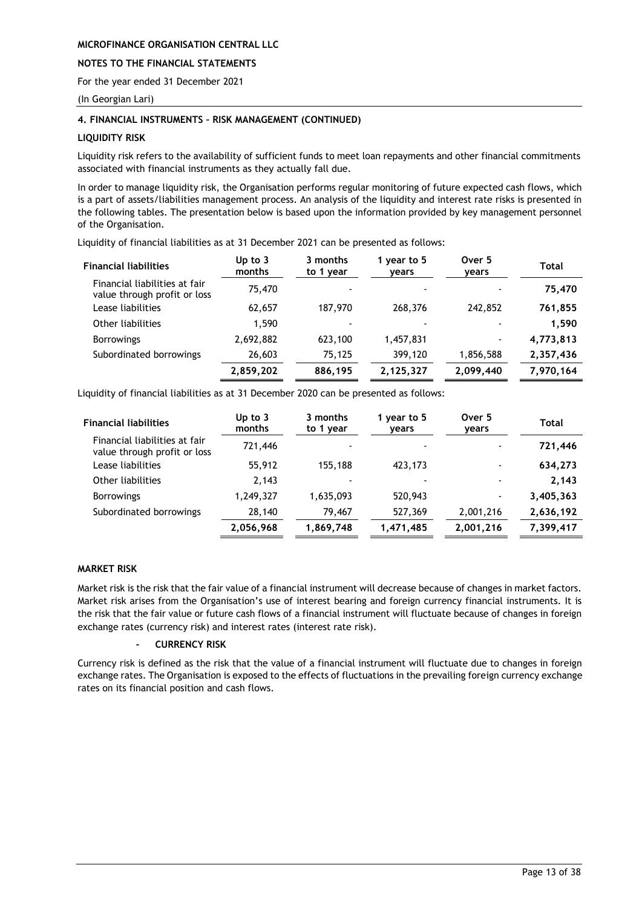MICROFINANCE ORGANISATION CENTRAL LLC

NOTES TO THE FINANCIAL STATEMENTS

For the year ended 31 December 2021

(In Georgian Lari)

### 4. FINANCIAL INSTRUMENTS – RISK MANAGEMENT (CONTINUED)

#### LIQUIDITY RISK

Liquidity risk refers to the availability of sufficient funds to meet loan repayments and other financial commitments associated with financial instruments as they actually fall due.

In order to manage liquidity risk, the Organisation performs regular monitoring of future expected cash flows, which is a part of assets/liabilities management process. An analysis of the liquidity and interest rate risks is presented in the following tables. The presentation below is based upon the information provided by key management personnel of the Organisation.

Liquidity of financial liabilities as at 31 December 2021 can be presented as follows:

| Financial liabilities | Up to 3 months | 3 months to 1 year | 1 year to 5 years | Over 5 years | Total |
|---|---|---|---|---|---|
| Financial liabilities at fair value through profit or loss | 75,470 | - | - | - | **75,470** |
| Lease liabilities | 62,657 | 187,970 | 268,376 | 242,852 | **761,855** |
| Other liabilities | 1,590 | - | - | - | **1,590** |
| Borrowings | 2,692,882 | 623,100 | 1,457,831 | - | **4,773,813** |
| Subordinated borrowings | 26,603 | 75,125 | 399,120 | 1,856,588 | **2,357,436** |
| | **2,859,202** | **886,195** | **2,125,327** | **2,099,440** | **7,970,164** |

Liquidity of financial liabilities as at 31 December 2020 can be presented as follows:

| Financial liabilities | Up to 3 months | 3 months to 1 year | 1 year to 5 years | Over 5 years | Total |
|---|---|---|---|---|---|
| Financial liabilities at fair value through profit or loss | 721,446 | - | - | - | **721,446** |
| Lease liabilities | 55,912 | 155,188 | 423,173 | - | **634,273** |
| Other liabilities | 2,143 | - | - | - | **2,143** |
| Borrowings | 1,249,327 | 1,635,093 | 520,943 | - | **3,405,363** |
| Subordinated borrowings | 28,140 | 79,467 | 527,369 | 2,001,216 | **2,636,192** |
| | **2,056,968** | **1,869,748** | **1,471,485** | **2,001,216** | **7,399,417** |

#### MARKET RISK

Market risk is the risk that the fair value of a financial instrument will decrease because of changes in market factors. Market risk arises from the Organisation's use of interest bearing and foreign currency financial instruments. It is the risk that the fair value or future cash flows of a financial instrument will fluctuate because of changes in foreign exchange rates (currency risk) and interest rates (interest rate risk).

- **CURRENCY RISK**

Currency risk is defined as the risk that the value of a financial instrument will fluctuate due to changes in foreign exchange rates. The Organisation is exposed to the effects of fluctuations in the prevailing foreign currency exchange rates on its financial position and cash flows.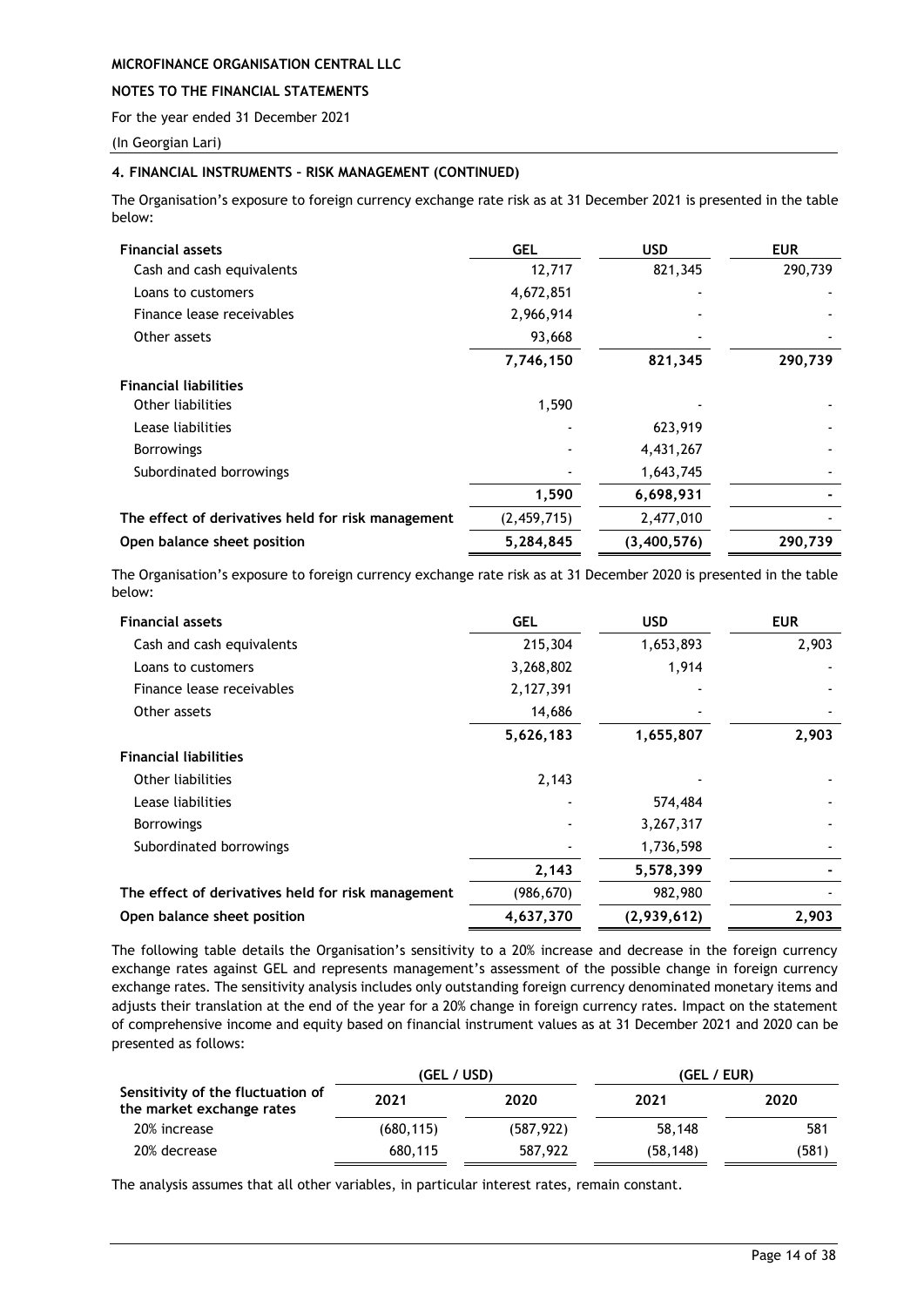### 4. FINANCIAL INSTRUMENTS – RISK MANAGEMENT (CONTINUED)

The Organisation's exposure to foreign currency exchange rate risk as at 31 December 2021 is presented in the table below:

| Financial assets | GEL | USD | EUR |
|---|---|---|---|
| Cash and cash equivalents | 12,717 | 821,345 | 290,739 |
| Loans to customers | 4,672,851 | - | - |
| Finance lease receivables | 2,966,914 | - | - |
| Other assets | 93,668 | - | - |
| | **7,746,150** | **821,345** | **290,739** |
| **Financial liabilities** | | | |
| Other liabilities | 1,590 | - | - |
| Lease liabilities | - | 623,919 | - |
| Borrowings | - | 4,431,267 | - |
| Subordinated borrowings | - | 1,643,745 | - |
| | **1,590** | **6,698,931** | **-** |
| **The effect of derivatives held for risk management** | (2,459,715) | 2,477,010 | - |
| **Open balance sheet position** | **5,284,845** | **(3,400,576)** | **290,739** |

The Organisation's exposure to foreign currency exchange rate risk as at 31 December 2020 is presented in the table below:

| Financial assets | GEL | USD | EUR |
|---|---|---|---|
| Cash and cash equivalents | 215,304 | 1,653,893 | 2,903 |
| Loans to customers | 3,268,802 | 1,914 | - |
| Finance lease receivables | 2,127,391 | - | - |
| Other assets | 14,686 | - | - |
| | **5,626,183** | **1,655,807** | **2,903** |
| **Financial liabilities** | | | |
| Other liabilities | 2,143 | - | - |
| Lease liabilities | - | 574,484 | - |
| Borrowings | - | 3,267,317 | - |
| Subordinated borrowings | - | 1,736,598 | - |
| | **2,143** | **5,578,399** | **-** |
| **The effect of derivatives held for risk management** | (986,670) | 982,980 | - |
| **Open balance sheet position** | **4,637,370** | **(2,939,612)** | **2,903** |

The following table details the Organisation's sensitivity to a 20% increase and decrease in the foreign currency exchange rates against GEL and represents management's assessment of the possible change in foreign currency exchange rates. The sensitivity analysis includes only outstanding foreign currency denominated monetary items and adjusts their translation at the end of the year for a 20% change in foreign currency rates. Impact on the statement of comprehensive income and equity based on financial instrument values as at 31 December 2021 and 2020 can be presented as follows:

| | (GEL / USD) | | (GEL / EUR) | |
|---|---|---|---|---|
| **Sensitivity of the fluctuation of the market exchange rates** | **2021** | **2020** | **2021** | **2020** |
| 20% increase | (680,115) | (587,922) | 58,148 | 581 |
| 20% decrease | 680,115 | 587,922 | (58,148) | (581) |

The analysis assumes that all other variables, in particular interest rates, remain constant.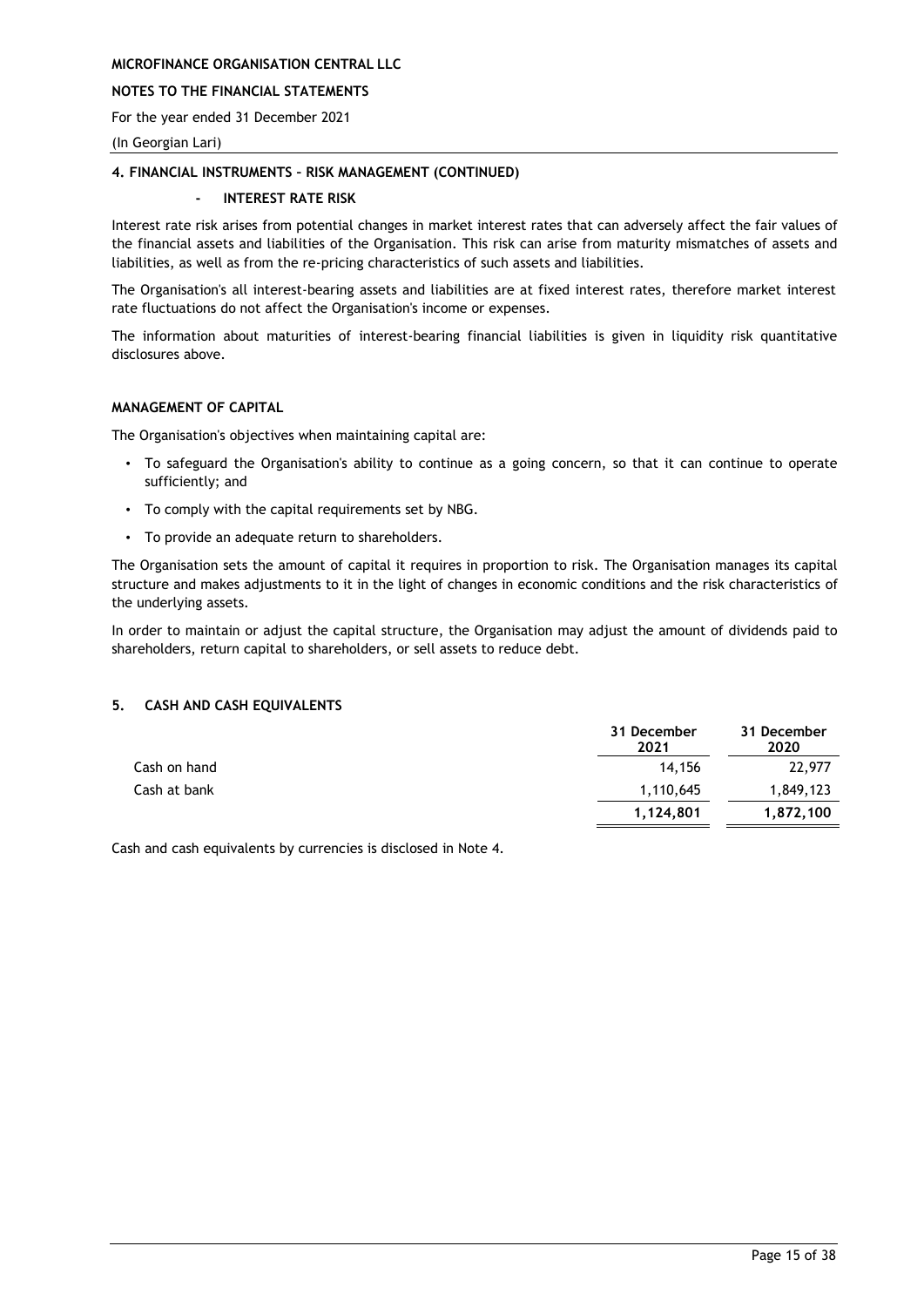#### 4. FINANCIAL INSTRUMENTS – RISK MANAGEMENT (CONTINUED)

**- INTEREST RATE RISK**

Interest rate risk arises from potential changes in market interest rates that can adversely affect the fair values of the financial assets and liabilities of the Organisation. This risk can arise from maturity mismatches of assets and liabilities, as well as from the re-pricing characteristics of such assets and liabilities.

The Organisation's all interest-bearing assets and liabilities are at fixed interest rates, therefore market interest rate fluctuations do not affect the Organisation's income or expenses.

The information about maturities of interest-bearing financial liabilities is given in liquidity risk quantitative disclosures above.

#### MANAGEMENT OF CAPITAL

The Organisation's objectives when maintaining capital are:

- To safeguard the Organisation's ability to continue as a going concern, so that it can continue to operate sufficiently; and
- To comply with the capital requirements set by NBG.
- To provide an adequate return to shareholders.

The Organisation sets the amount of capital it requires in proportion to risk. The Organisation manages its capital structure and makes adjustments to it in the light of changes in economic conditions and the risk characteristics of the underlying assets.

In order to maintain or adjust the capital structure, the Organisation may adjust the amount of dividends paid to shareholders, return capital to shareholders, or sell assets to reduce debt.

#### 5. CASH AND CASH EQUIVALENTS

| | 31 December 2021 | 31 December 2020 |
|---|---|---|
| Cash on hand | 14,156 | 22,977 |
| Cash at bank | 1,110,645 | 1,849,123 |
| | **1,124,801** | **1,872,100** |

Cash and cash equivalents by currencies is disclosed in Note 4.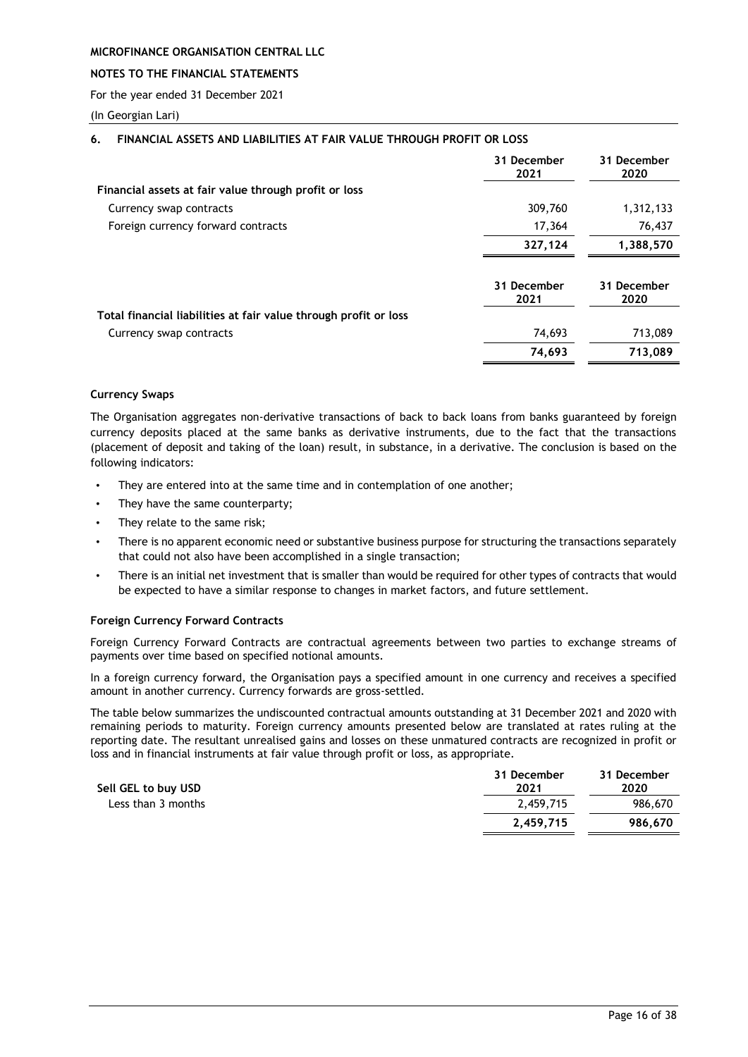## 6. FINANCIAL ASSETS AND LIABILITIES AT FAIR VALUE THROUGH PROFIT OR LOSS

| | 31 December 2021 | 31 December 2020 |
|---|---|---|
| **Financial assets at fair value through profit or loss** | | |
| Currency swap contracts | 309,760 | 1,312,133 |
| Foreign currency forward contracts | 17,364 | 76,437 |
| | **327,124** | **1,388,570** |

| | 31 December 2021 | 31 December 2020 |
|---|---|---|
| **Total financial liabilities at fair value through profit or loss** | | |
| Currency swap contracts | 74,693 | 713,089 |
| | **74,693** | **713,089** |

### Currency Swaps

The Organisation aggregates non-derivative transactions of back to back loans from banks guaranteed by foreign currency deposits placed at the same banks as derivative instruments, due to the fact that the transactions (placement of deposit and taking of the loan) result, in substance, in a derivative. The conclusion is based on the following indicators:

- They are entered into at the same time and in contemplation of one another;
- They have the same counterparty;
- They relate to the same risk;
- There is no apparent economic need or substantive business purpose for structuring the transactions separately that could not also have been accomplished in a single transaction;
- There is an initial net investment that is smaller than would be required for other types of contracts that would be expected to have a similar response to changes in market factors, and future settlement.

### Foreign Currency Forward Contracts

Foreign Currency Forward Contracts are contractual agreements between two parties to exchange streams of payments over time based on specified notional amounts.

In a foreign currency forward, the Organisation pays a specified amount in one currency and receives a specified amount in another currency. Currency forwards are gross-settled.

The table below summarizes the undiscounted contractual amounts outstanding at 31 December 2021 and 2020 with remaining periods to maturity. Foreign currency amounts presented below are translated at rates ruling at the reporting date. The resultant unrealised gains and losses on these unmatured contracts are recognized in profit or loss and in financial instruments at fair value through profit or loss, as appropriate.

| **Sell GEL to buy USD** | 31 December 2021 | 31 December 2020 |
|---|---|---|
| Less than 3 months | 2,459,715 | 986,670 |
| | **2,459,715** | **986,670** |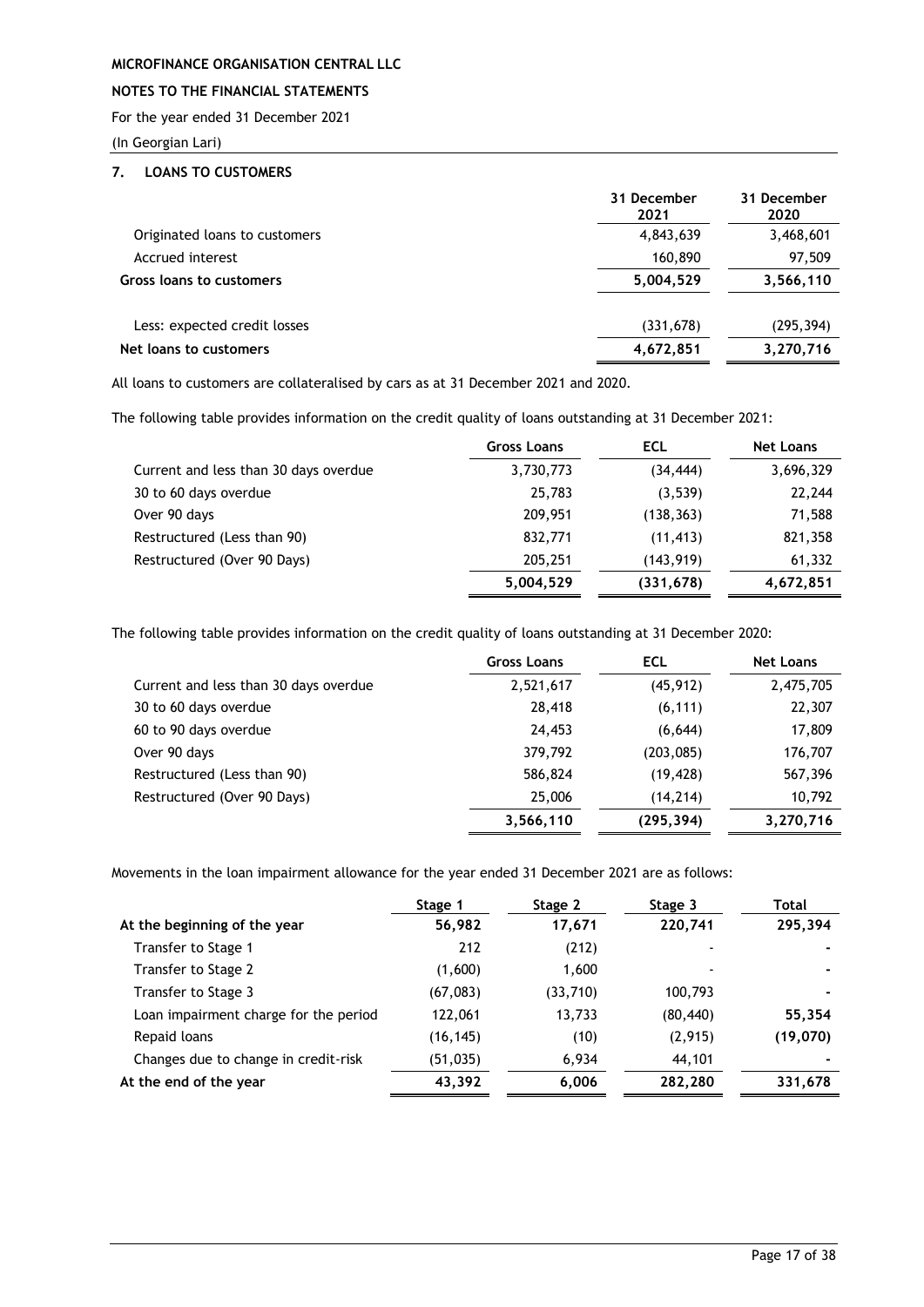**MICROFINANCE ORGANISATION CENTRAL LLC**

**NOTES TO THE FINANCIAL STATEMENTS**

For the year ended 31 December 2021

(In Georgian Lari)

## 7. LOANS TO CUSTOMERS

| | 31 December 2021 | 31 December 2020 |
|---|---|---|
| Originated loans to customers | 4,843,639 | 3,468,601 |
| Accrued interest | 160,890 | 97,509 |
| **Gross loans to customers** | **5,004,529** | **3,566,110** |
| | | |
| Less: expected credit losses | (331,678) | (295,394) |
| **Net loans to customers** | **4,672,851** | **3,270,716** |

All loans to customers are collateralised by cars as at 31 December 2021 and 2020.

The following table provides information on the credit quality of loans outstanding at 31 December 2021:

| | Gross Loans | ECL | Net Loans |
|---|---|---|---|
| Current and less than 30 days overdue | 3,730,773 | (34,444) | 3,696,329 |
| 30 to 60 days overdue | 25,783 | (3,539) | 22,244 |
| Over 90 days | 209,951 | (138,363) | 71,588 |
| Restructured (Less than 90) | 832,771 | (11,413) | 821,358 |
| Restructured (Over 90 Days) | 205,251 | (143,919) | 61,332 |
| | **5,004,529** | **(331,678)** | **4,672,851** |

The following table provides information on the credit quality of loans outstanding at 31 December 2020:

| | Gross Loans | ECL | Net Loans |
|---|---|---|---|
| Current and less than 30 days overdue | 2,521,617 | (45,912) | 2,475,705 |
| 30 to 60 days overdue | 28,418 | (6,111) | 22,307 |
| 60 to 90 days overdue | 24,453 | (6,644) | 17,809 |
| Over 90 days | 379,792 | (203,085) | 176,707 |
| Restructured (Less than 90) | 586,824 | (19,428) | 567,396 |
| Restructured (Over 90 Days) | 25,006 | (14,214) | 10,792 |
| | **3,566,110** | **(295,394)** | **3,270,716** |

Movements in the loan impairment allowance for the year ended 31 December 2021 are as follows:

| | Stage 1 | Stage 2 | Stage 3 | Total |
|---|---|---|---|---|
| **At the beginning of the year** | **56,982** | **17,671** | **220,741** | **295,394** |
| Transfer to Stage 1 | 212 | (212) | - | - |
| Transfer to Stage 2 | (1,600) | 1,600 | - | - |
| Transfer to Stage 3 | (67,083) | (33,710) | 100,793 | - |
| Loan impairment charge for the period | 122,061 | 13,733 | (80,440) | **55,354** |
| Repaid loans | (16,145) | (10) | (2,915) | **(19,070)** |
| Changes due to change in credit-risk | (51,035) | 6,934 | 44,101 | - |
| **At the end of the year** | **43,392** | **6,006** | **282,280** | **331,678** |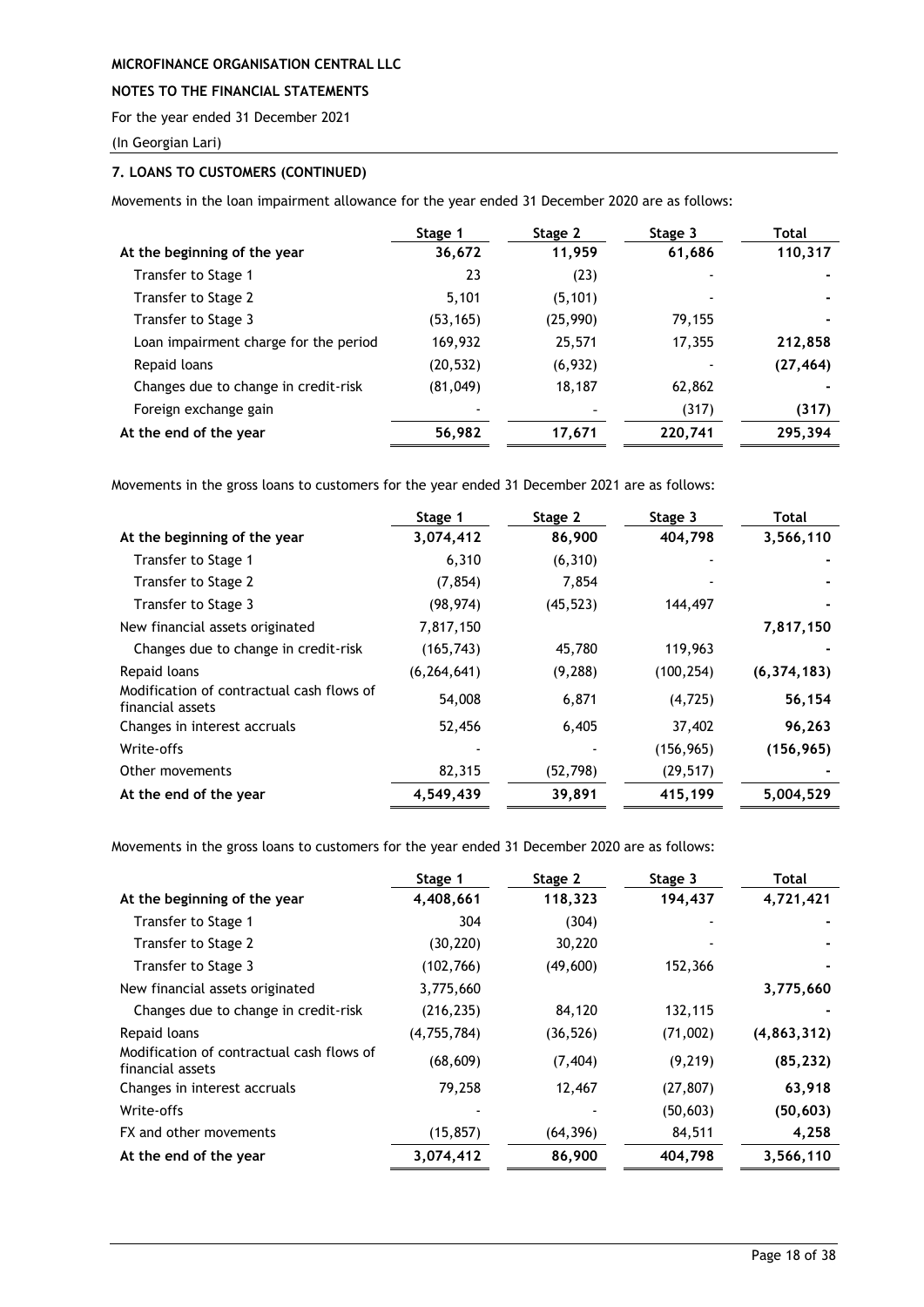**MICROFINANCE ORGANISATION CENTRAL LLC**

**NOTES TO THE FINANCIAL STATEMENTS**

For the year ended 31 December 2021

(In Georgian Lari)

**7. LOANS TO CUSTOMERS (CONTINUED)**

Movements in the loan impairment allowance for the year ended 31 December 2020 are as follows:

| | Stage 1 | Stage 2 | Stage 3 | Total |
|---|---|---|---|---|
| **At the beginning of the year** | **36,672** | **11,959** | **61,686** | **110,317** |
| Transfer to Stage 1 | 23 | (23) | - | **-** |
| Transfer to Stage 2 | 5,101 | (5,101) | - | **-** |
| Transfer to Stage 3 | (53,165) | (25,990) | 79,155 | **-** |
| Loan impairment charge for the period | 169,932 | 25,571 | 17,355 | **212,858** |
| Repaid loans | (20,532) | (6,932) | - | **(27,464)** |
| Changes due to change in credit-risk | (81,049) | 18,187 | 62,862 | **-** |
| Foreign exchange gain | - | - | (317) | **(317)** |
| **At the end of the year** | **56,982** | **17,671** | **220,741** | **295,394** |

Movements in the gross loans to customers for the year ended 31 December 2021 are as follows:

| | Stage 1 | Stage 2 | Stage 3 | Total |
|---|---|---|---|---|
| **At the beginning of the year** | **3,074,412** | **86,900** | **404,798** | **3,566,110** |
| Transfer to Stage 1 | 6,310 | (6,310) | - | **-** |
| Transfer to Stage 2 | (7,854) | 7,854 | - | **-** |
| Transfer to Stage 3 | (98,974) | (45,523) | 144,497 | **-** |
| New financial assets originated | 7,817,150 | | | **7,817,150** |
| Changes due to change in credit-risk | (165,743) | 45,780 | 119,963 | **-** |
| Repaid loans | (6,264,641) | (9,288) | (100,254) | **(6,374,183)** |
| Modification of contractual cash flows of financial assets | 54,008 | 6,871 | (4,725) | **56,154** |
| Changes in interest accruals | 52,456 | 6,405 | 37,402 | **96,263** |
| Write-offs | - | - | (156,965) | **(156,965)** |
| Other movements | 82,315 | (52,798) | (29,517) | **-** |
| **At the end of the year** | **4,549,439** | **39,891** | **415,199** | **5,004,529** |

Movements in the gross loans to customers for the year ended 31 December 2020 are as follows:

| | Stage 1 | Stage 2 | Stage 3 | Total |
|---|---|---|---|---|
| **At the beginning of the year** | **4,408,661** | **118,323** | **194,437** | **4,721,421** |
| Transfer to Stage 1 | 304 | (304) | - | **-** |
| Transfer to Stage 2 | (30,220) | 30,220 | - | **-** |
| Transfer to Stage 3 | (102,766) | (49,600) | 152,366 | **-** |
| New financial assets originated | 3,775,660 | | | **3,775,660** |
| Changes due to change in credit-risk | (216,235) | 84,120 | 132,115 | **-** |
| Repaid loans | (4,755,784) | (36,526) | (71,002) | **(4,863,312)** |
| Modification of contractual cash flows of financial assets | (68,609) | (7,404) | (9,219) | **(85,232)** |
| Changes in interest accruals | 79,258 | 12,467 | (27,807) | **63,918** |
| Write-offs | - | - | (50,603) | **(50,603)** |
| FX and other movements | (15,857) | (64,396) | 84,511 | **4,258** |
| **At the end of the year** | **3,074,412** | **86,900** | **404,798** | **3,566,110** |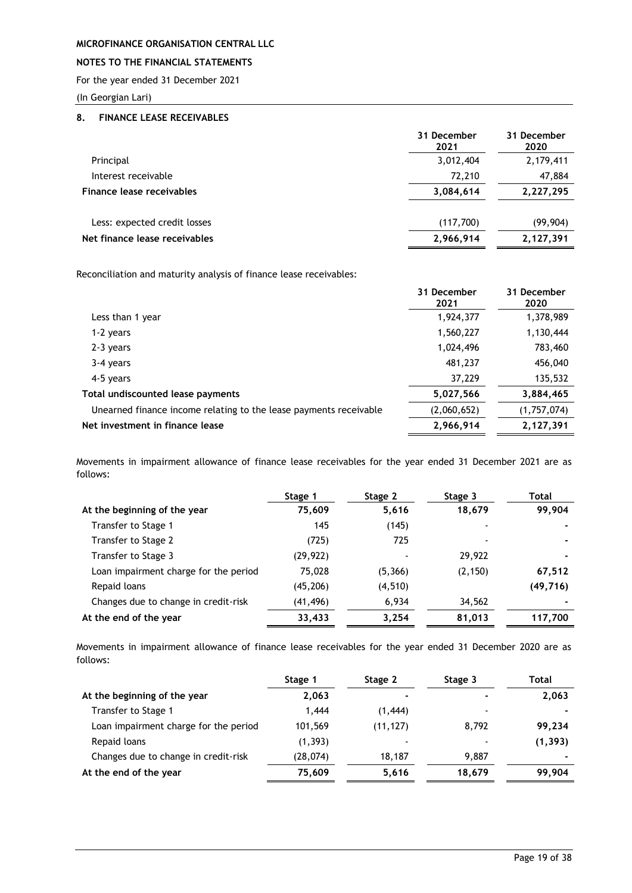MICROFINANCE ORGANISATION CENTRAL LLC

NOTES TO THE FINANCIAL STATEMENTS

For the year ended 31 December 2021

(In Georgian Lari)

## 8. FINANCE LEASE RECEIVABLES

| | 31 December 2021 | 31 December 2020 |
|---|---|---|
| Principal | 3,012,404 | 2,179,411 |
| Interest receivable | 72,210 | 47,884 |
| **Finance lease receivables** | **3,084,614** | **2,227,295** |
| | | |
| Less: expected credit losses | (117,700) | (99,904) |
| **Net finance lease receivables** | **2,966,914** | **2,127,391** |

Reconciliation and maturity analysis of finance lease receivables:

| | 31 December 2021 | 31 December 2020 |
|---|---|---|
| Less than 1 year | 1,924,377 | 1,378,989 |
| 1-2 years | 1,560,227 | 1,130,444 |
| 2-3 years | 1,024,496 | 783,460 |
| 3-4 years | 481,237 | 456,040 |
| 4-5 years | 37,229 | 135,532 |
| **Total undiscounted lease payments** | **5,027,566** | **3,884,465** |
| Unearned finance income relating to the lease payments receivable | (2,060,652) | (1,757,074) |
| **Net investment in finance lease** | **2,966,914** | **2,127,391** |

Movements in impairment allowance of finance lease receivables for the year ended 31 December 2021 are as follows:

| | Stage 1 | Stage 2 | Stage 3 | Total |
|---|---|---|---|---|
| **At the beginning of the year** | **75,609** | **5,616** | **18,679** | **99,904** |
| Transfer to Stage 1 | 145 | (145) | - | - |
| Transfer to Stage 2 | (725) | 725 | - | - |
| Transfer to Stage 3 | (29,922) | - | 29,922 | - |
| Loan impairment charge for the period | 75,028 | (5,366) | (2,150) | **67,512** |
| Repaid loans | (45,206) | (4,510) | | **(49,716)** |
| Changes due to change in credit-risk | (41,496) | 6,934 | 34,562 | - |
| **At the end of the year** | **33,433** | **3,254** | **81,013** | **117,700** |

Movements in impairment allowance of finance lease receivables for the year ended 31 December 2020 are as follows:

| | Stage 1 | Stage 2 | Stage 3 | Total |
|---|---|---|---|---|
| **At the beginning of the year** | **2,063** | **-** | **-** | **2,063** |
| Transfer to Stage 1 | 1,444 | (1,444) | - | - |
| Loan impairment charge for the period | 101,569 | (11,127) | 8,792 | **99,234** |
| Repaid loans | (1,393) | - | - | **(1,393)** |
| Changes due to change in credit-risk | (28,074) | 18,187 | 9,887 | - |
| **At the end of the year** | **75,609** | **5,616** | **18,679** | **99,904** |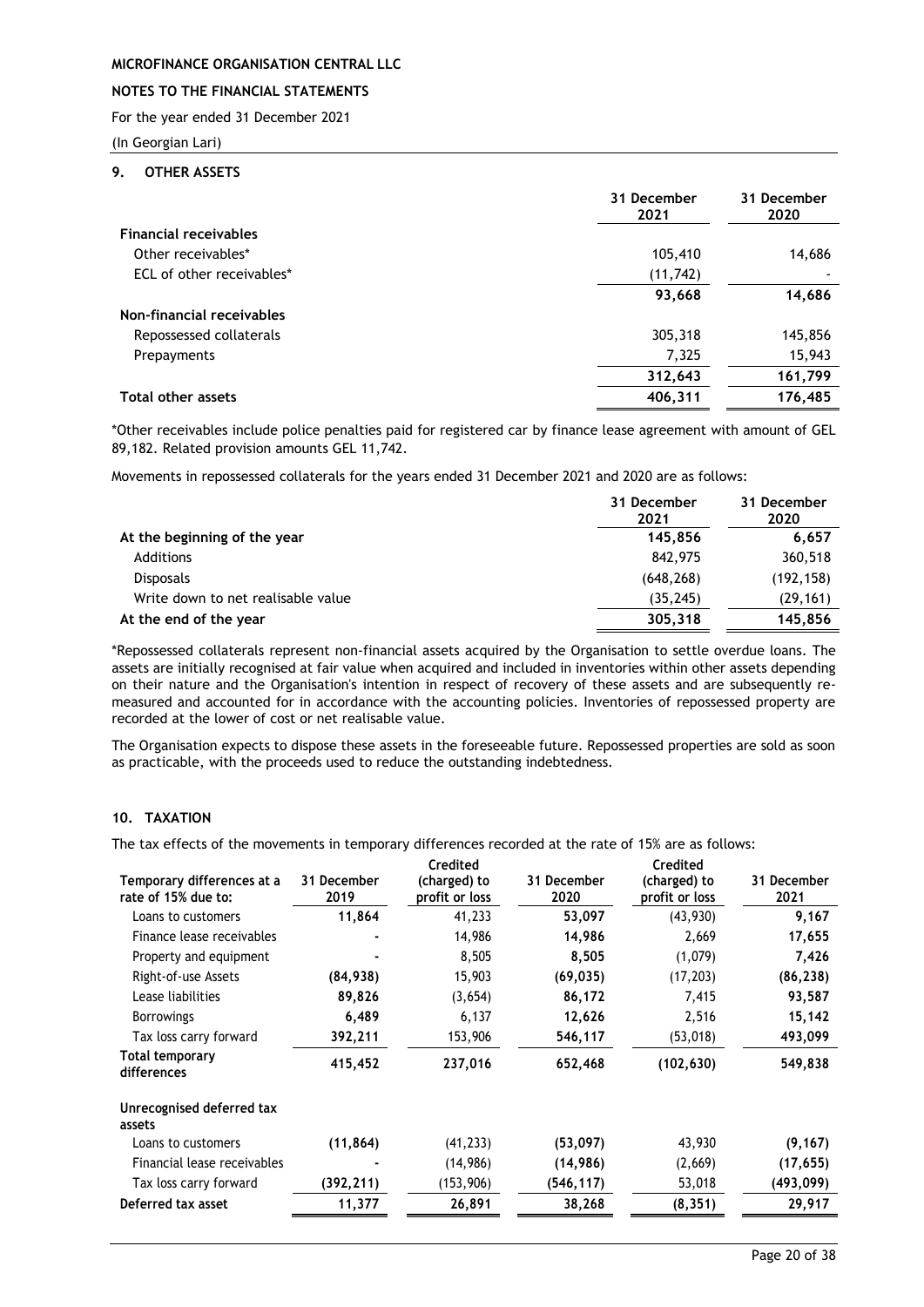MICROFINANCE ORGANISATION CENTRAL LLC

NOTES TO THE FINANCIAL STATEMENTS

For the year ended 31 December 2021

(In Georgian Lari)

## 9. OTHER ASSETS

| | 31 December 2021 | 31 December 2020 |
|---|---|---|
| **Financial receivables** | | |
| Other receivables* | 105,410 | 14,686 |
| ECL of other receivables* | (11,742) | - |
| | **93,668** | **14,686** |
| **Non-financial receivables** | | |
| Repossessed collaterals | 305,318 | 145,856 |
| Prepayments | 7,325 | 15,943 |
| | **312,643** | **161,799** |
| **Total other assets** | **406,311** | **176,485** |

*Other receivables include police penalties paid for registered car by finance lease agreement with amount of GEL 89,182. Related provision amounts GEL 11,742.

Movements in repossessed collaterals for the years ended 31 December 2021 and 2020 are as follows:

| | 31 December 2021 | 31 December 2020 |
|---|---|---|
| **At the beginning of the year** | **145,856** | **6,657** |
| Additions | 842,975 | 360,518 |
| Disposals | (648,268) | (192,158) |
| Write down to net realisable value | (35,245) | (29,161) |
| **At the end of the year** | **305,318** | **145,856** |

*Repossessed collaterals represent non-financial assets acquired by the Organisation to settle overdue loans. The assets are initially recognised at fair value when acquired and included in inventories within other assets depending on their nature and the Organisation's intention in respect of recovery of these assets and are subsequently re-measured and accounted for in accordance with the accounting policies. Inventories of repossessed property are recorded at the lower of cost or net realisable value.

The Organisation expects to dispose these assets in the foreseeable future. Repossessed properties are sold as soon as practicable, with the proceeds used to reduce the outstanding indebtedness.

## 10. TAXATION

The tax effects of the movements in temporary differences recorded at the rate of 15% are as follows:

| Temporary differences at a rate of 15% due to: | 31 December 2019 | Credited (charged) to profit or loss | 31 December 2020 | Credited (charged) to profit or loss | 31 December 2021 |
|---|---|---|---|---|---|
| Loans to customers | **11,864** | 41,233 | **53,097** | (43,930) | **9,167** |
| Finance lease receivables | **-** | 14,986 | **14,986** | 2,669 | **17,655** |
| Property and equipment | **-** | 8,505 | **8,505** | (1,079) | **7,426** |
| Right-of-use Assets | **(84,938)** | 15,903 | **(69,035)** | (17,203) | **(86,238)** |
| Lease liabilities | **89,826** | (3,654) | **86,172** | 7,415 | **93,587** |
| Borrowings | **6,489** | 6,137 | **12,626** | 2,516 | **15,142** |
| Tax loss carry forward | **392,211** | 153,906 | **546,117** | (53,018) | **493,099** |
| **Total temporary differences** | **415,452** | **237,016** | **652,468** | **(102,630)** | **549,838** |
| | | | | | |
| **Unrecognised deferred tax assets** | | | | | |
| Loans to customers | **(11,864)** | (41,233) | **(53,097)** | 43,930 | **(9,167)** |
| Financial lease receivables | **-** | (14,986) | **(14,986)** | (2,669) | **(17,655)** |
| Tax loss carry forward | **(392,211)** | (153,906) | **(546,117)** | 53,018 | **(493,099)** |
| **Deferred tax asset** | **11,377** | **26,891** | **38,268** | **(8,351)** | **29,917** |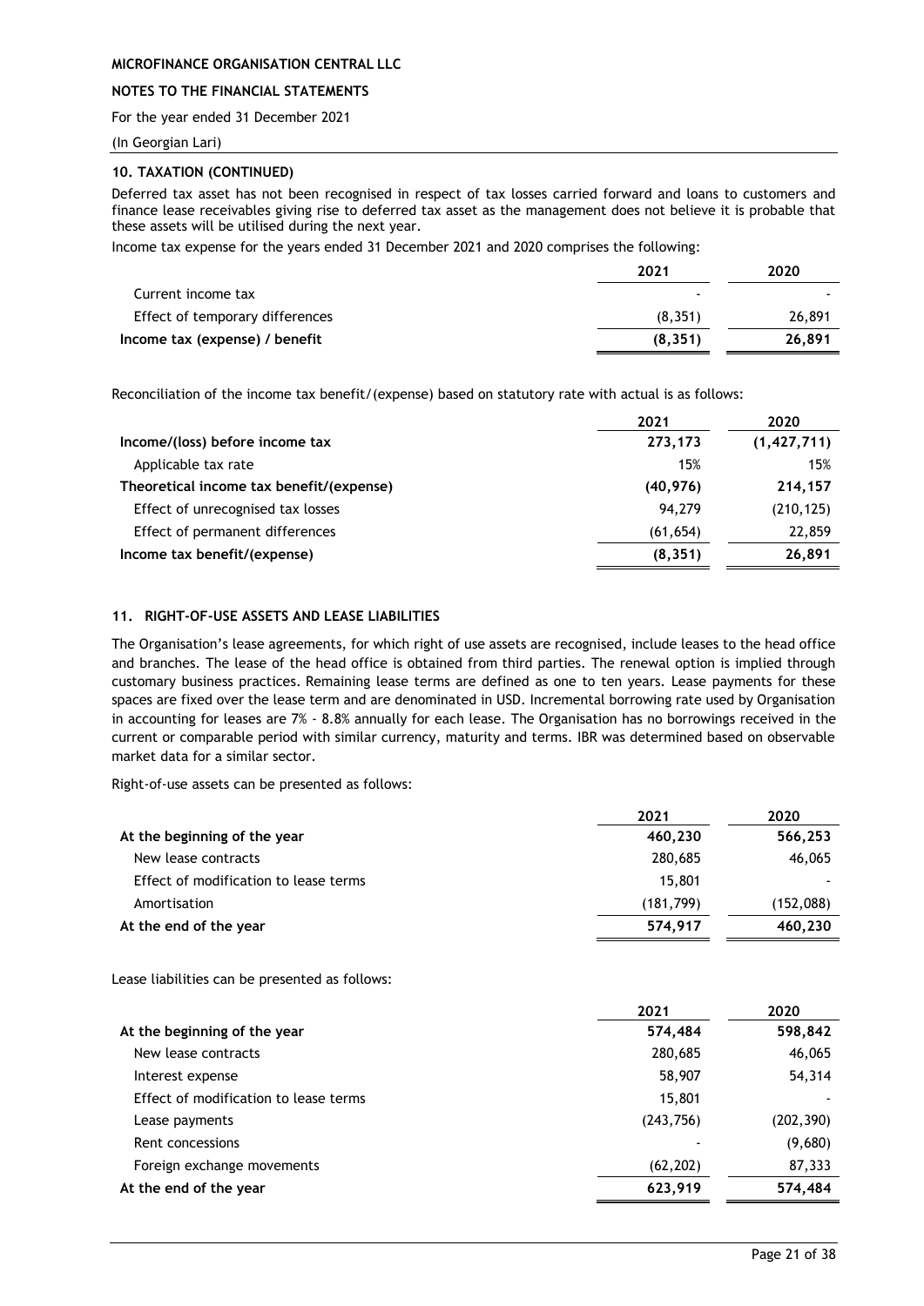**10. TAXATION (CONTINUED)**

Deferred tax asset has not been recognised in respect of tax losses carried forward and loans to customers and finance lease receivables giving rise to deferred tax asset as the management does not believe it is probable that these assets will be utilised during the next year.

Income tax expense for the years ended 31 December 2021 and 2020 comprises the following:

| | 2021 | 2020 |
|---|---|---|
| Current income tax | - | - |
| Effect of temporary differences | (8,351) | 26,891 |
| **Income tax (expense) / benefit** | **(8,351)** | **26,891** |

Reconciliation of the income tax benefit/(expense) based on statutory rate with actual is as follows:

| | 2021 | 2020 |
|---|---|---|
| **Income/(loss) before income tax** | **273,173** | **(1,427,711)** |
| Applicable tax rate | 15% | 15% |
| **Theoretical income tax benefit/(expense)** | **(40,976)** | **214,157** |
| Effect of unrecognised tax losses | 94,279 | (210,125) |
| Effect of permanent differences | (61,654) | 22,859 |
| **Income tax benefit/(expense)** | **(8,351)** | **26,891** |

## 11. RIGHT-OF-USE ASSETS AND LEASE LIABILITIES

The Organisation's lease agreements, for which right of use assets are recognised, include leases to the head office and branches. The lease of the head office is obtained from third parties. The renewal option is implied through customary business practices. Remaining lease terms are defined as one to ten years. Lease payments for these spaces are fixed over the lease term and are denominated in USD. Incremental borrowing rate used by Organisation in accounting for leases are 7% - 8.8% annually for each lease. The Organisation has no borrowings received in the current or comparable period with similar currency, maturity and terms. IBR was determined based on observable market data for a similar sector.

Right-of-use assets can be presented as follows:

| | 2021 | 2020 |
|---|---|---|
| **At the beginning of the year** | **460,230** | **566,253** |
| New lease contracts | 280,685 | 46,065 |
| Effect of modification to lease terms | 15,801 | - |
| Amortisation | (181,799) | (152,088) |
| **At the end of the year** | **574,917** | **460,230** |

Lease liabilities can be presented as follows:

| | 2021 | 2020 |
|---|---|---|
| **At the beginning of the year** | **574,484** | **598,842** |
| New lease contracts | 280,685 | 46,065 |
| Interest expense | 58,907 | 54,314 |
| Effect of modification to lease terms | 15,801 | - |
| Lease payments | (243,756) | (202,390) |
| Rent concessions | - | (9,680) |
| Foreign exchange movements | (62,202) | 87,333 |
| **At the end of the year** | **623,919** | **574,484** |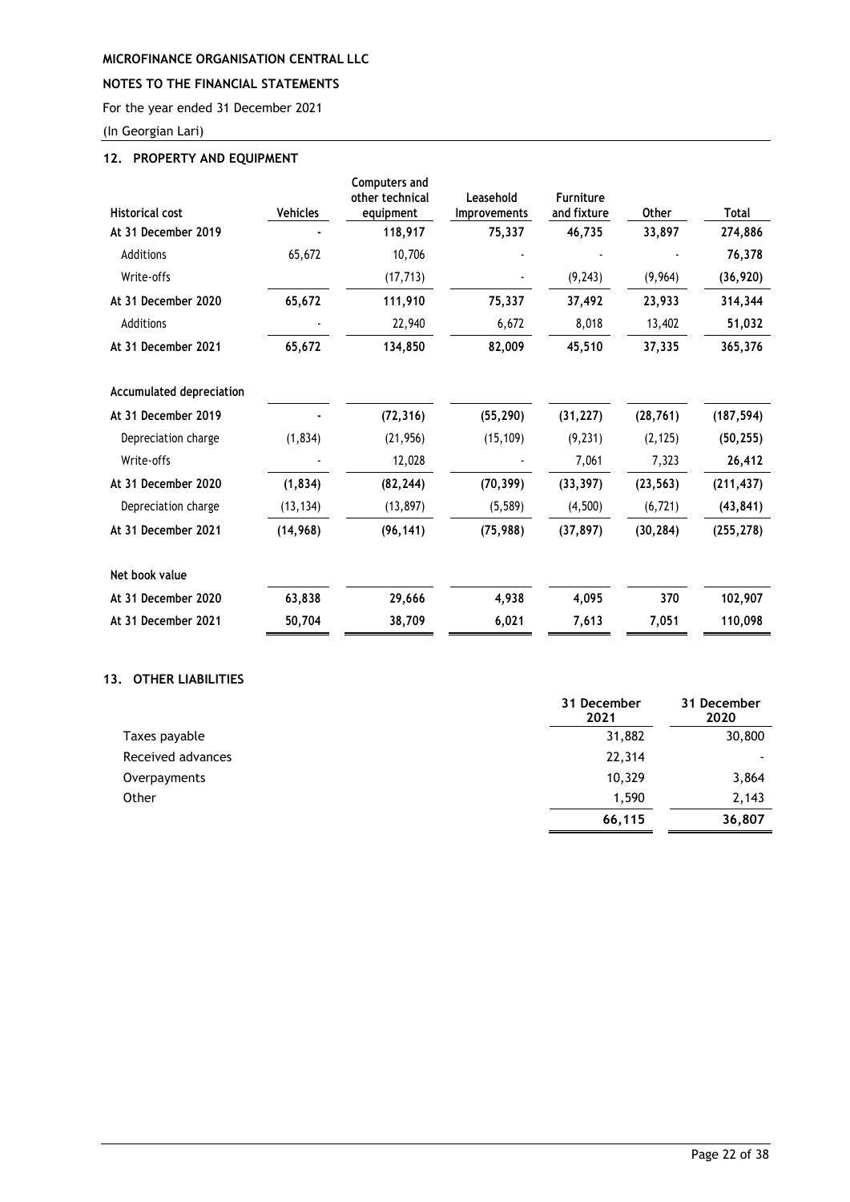**MICROFINANCE ORGANISATION CENTRAL LLC**

**NOTES TO THE FINANCIAL STATEMENTS**

For the year ended 31 December 2021

(In Georgian Lari)

## 12. PROPERTY AND EQUIPMENT

| Historical cost | Vehicles | Computers and other technical equipment | Leasehold Improvements | Furniture and fixture | Other | Total |
|---|---|---|---|---|---|---|
| **At 31 December 2019** | **-** | **118,917** | **75,337** | **46,735** | **33,897** | **274,886** |
| Additions | 65,672 | 10,706 | - | - | - | **76,378** |
| Write-offs | | (17,713) | - | (9,243) | (9,964) | **(36,920)** |
| **At 31 December 2020** | **65,672** | **111,910** | **75,337** | **37,492** | **23,933** | **314,344** |
| Additions | - | 22,940 | 6,672 | 8,018 | 13,402 | **51,032** |
| **At 31 December 2021** | **65,672** | **134,850** | **82,009** | **45,510** | **37,335** | **365,376** |
| | | | | | | |
| **Accumulated depreciation** | | | | | | |
| **At 31 December 2019** | **-** | **(72,316)** | **(55,290)** | **(31,227)** | **(28,761)** | **(187,594)** |
| Depreciation charge | (1,834) | (21,956) | (15,109) | (9,231) | (2,125) | **(50,255)** |
| Write-offs | - | 12,028 | - | 7,061 | 7,323 | **26,412** |
| **At 31 December 2020** | **(1,834)** | **(82,244)** | **(70,399)** | **(33,397)** | **(23,563)** | **(211,437)** |
| Depreciation charge | (13,134) | (13,897) | (5,589) | (4,500) | (6,721) | **(43,841)** |
| **At 31 December 2021** | **(14,968)** | **(96,141)** | **(75,988)** | **(37,897)** | **(30,284)** | **(255,278)** |
| | | | | | | |
| **Net book value** | | | | | | |
| **At 31 December 2020** | **63,838** | **29,666** | **4,938** | **4,095** | **370** | **102,907** |
| **At 31 December 2021** | **50,704** | **38,709** | **6,021** | **7,613** | **7,051** | **110,098** |

## 13. OTHER LIABILITIES

| | 31 December 2021 | 31 December 2020 |
|---|---|---|
| Taxes payable | 31,882 | 30,800 |
| Received advances | 22,314 | - |
| Overpayments | 10,329 | 3,864 |
| Other | 1,590 | 2,143 |
| | **66,115** | **36,807** |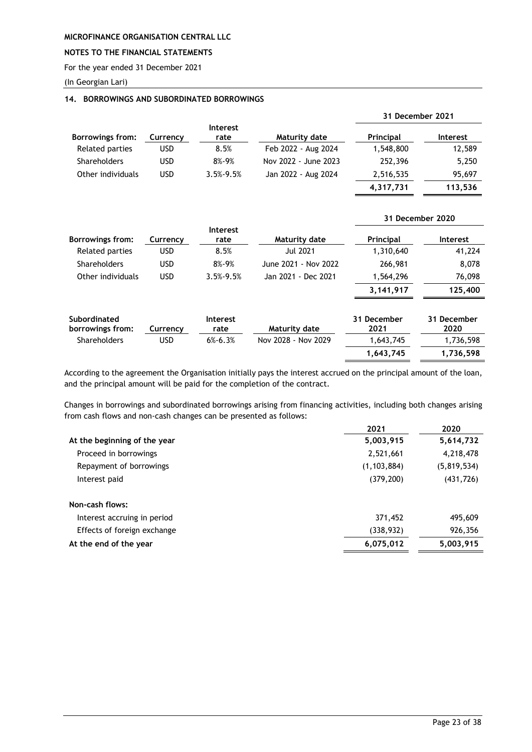**MICROFINANCE ORGANISATION CENTRAL LLC**

**NOTES TO THE FINANCIAL STATEMENTS**

For the year ended 31 December 2021

(In Georgian Lari)

## 14. BORROWINGS AND SUBORDINATED BORROWINGS

| | | | | 31 December 2021 | |
|---|---|---|---|---|---|
| **Borrowings from:** | **Currency** | **Interest rate** | **Maturity date** | **Principal** | **Interest** |
| Related parties | USD | 8.5% | Feb 2022 - Aug 2024 | 1,548,800 | 12,589 |
| Shareholders | USD | 8%-9% | Nov 2022 - June 2023 | 252,396 | 5,250 |
| Other individuals | USD | 3.5%-9.5% | Jan 2022 - Aug 2024 | 2,516,535 | 95,697 |
| | | | | **4,317,731** | **113,536** |

| | | | | 31 December 2020 | |
|---|---|---|---|---|---|
| **Borrowings from:** | **Currency** | **Interest rate** | **Maturity date** | **Principal** | **Interest** |
| Related parties | USD | 8.5% | Jul 2021 | 1,310,640 | 41,224 |
| Shareholders | USD | 8%-9% | June 2021 - Nov 2022 | 266,981 | 8,078 |
| Other individuals | USD | 3.5%-9.5% | Jan 2021 - Dec 2021 | 1,564,296 | 76,098 |
| | | | | **3,141,917** | **125,400** |

| **Subordinated borrowings from:** | **Currency** | **Interest rate** | **Maturity date** | **31 December 2021** | **31 December 2020** |
|---|---|---|---|---|---|
| Shareholders | USD | 6%-6.3% | Nov 2028 - Nov 2029 | 1,643,745 | 1,736,598 |
| | | | | **1,643,745** | **1,736,598** |

According to the agreement the Organisation initially pays the interest accrued on the principal amount of the loan, and the principal amount will be paid for the completion of the contract.

Changes in borrowings and subordinated borrowings arising from financing activities, including both changes arising from cash flows and non-cash changes can be presented as follows:

| | 2021 | 2020 |
|---|---|---|
| **At the beginning of the year** | **5,003,915** | **5,614,732** |
| Proceed in borrowings | 2,521,661 | 4,218,478 |
| Repayment of borrowings | (1,103,884) | (5,819,534) |
| Interest paid | (379,200) | (431,726) |
| **Non-cash flows:** | | |
| Interest accruing in period | 371,452 | 495,609 |
| Effects of foreign exchange | (338,932) | 926,356 |
| **At the end of the year** | **6,075,012** | **5,003,915** |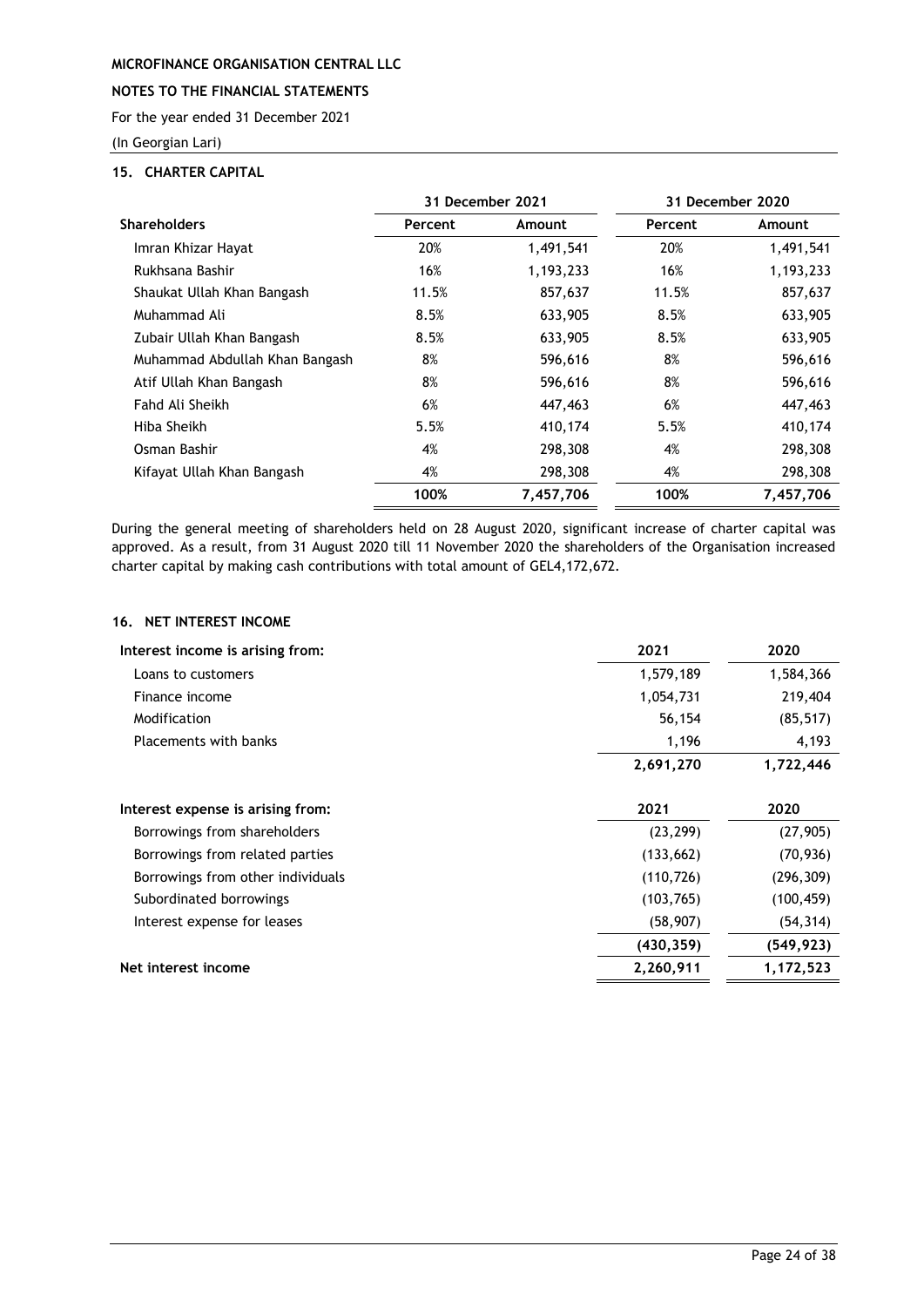MICROFINANCE ORGANISATION CENTRAL LLC

NOTES TO THE FINANCIAL STATEMENTS

For the year ended 31 December 2021

(In Georgian Lari)

## 15. CHARTER CAPITAL

| | 31 December 2021 | | 31 December 2020 | |
|---|---|---|---|---|
| **Shareholders** | **Percent** | **Amount** | **Percent** | **Amount** |
| Imran Khizar Hayat | 20% | 1,491,541 | 20% | 1,491,541 |
| Rukhsana Bashir | 16% | 1,193,233 | 16% | 1,193,233 |
| Shaukat Ullah Khan Bangash | 11.5% | 857,637 | 11.5% | 857,637 |
| Muhammad Ali | 8.5% | 633,905 | 8.5% | 633,905 |
| Zubair Ullah Khan Bangash | 8.5% | 633,905 | 8.5% | 633,905 |
| Muhammad Abdullah Khan Bangash | 8% | 596,616 | 8% | 596,616 |
| Atif Ullah Khan Bangash | 8% | 596,616 | 8% | 596,616 |
| Fahd Ali Sheikh | 6% | 447,463 | 6% | 447,463 |
| Hiba Sheikh | 5.5% | 410,174 | 5.5% | 410,174 |
| Osman Bashir | 4% | 298,308 | 4% | 298,308 |
| Kifayat Ullah Khan Bangash | 4% | 298,308 | 4% | 298,308 |
| | **100%** | **7,457,706** | **100%** | **7,457,706** |

During the general meeting of shareholders held on 28 August 2020, significant increase of charter capital was approved. As a result, from 31 August 2020 till 11 November 2020 the shareholders of the Organisation increased charter capital by making cash contributions with total amount of GEL4,172,672.

## 16. NET INTEREST INCOME

| **Interest income is arising from:** | **2021** | **2020** |
|---|---|---|
| Loans to customers | 1,579,189 | 1,584,366 |
| Finance income | 1,054,731 | 219,404 |
| Modification | 56,154 | (85,517) |
| Placements with banks | 1,196 | 4,193 |
| | **2,691,270** | **1,722,446** |
| **Interest expense is arising from:** | **2021** | **2020** |
| Borrowings from shareholders | (23,299) | (27,905) |
| Borrowings from related parties | (133,662) | (70,936) |
| Borrowings from other individuals | (110,726) | (296,309) |
| Subordinated borrowings | (103,765) | (100,459) |
| Interest expense for leases | (58,907) | (54,314) |
| | **(430,359)** | **(549,923)** |
| **Net interest income** | **2,260,911** | **1,172,523** |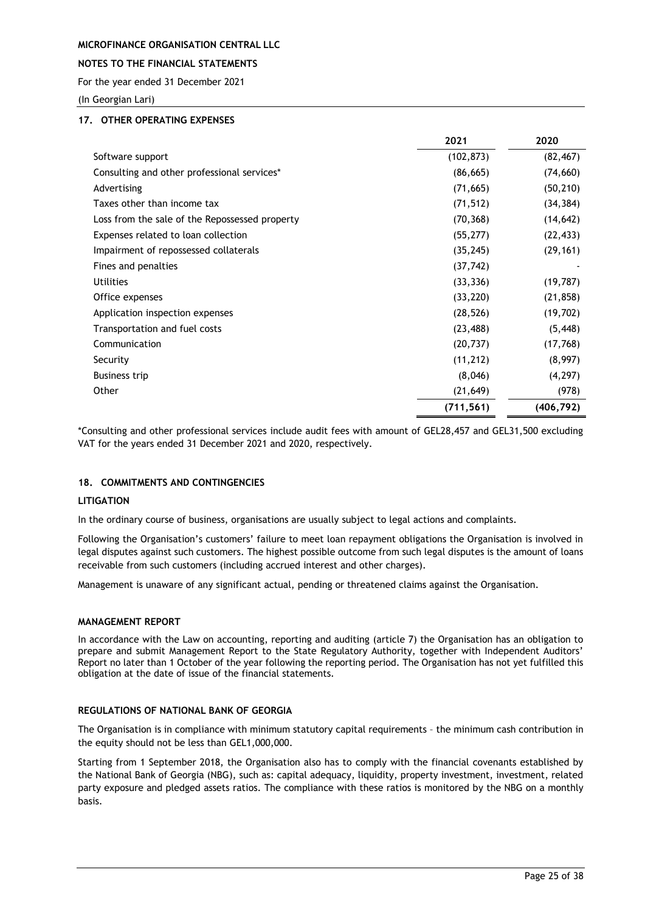## 17. OTHER OPERATING EXPENSES

| | 2021 | 2020 |
|---|---|---|
| Software support | (102,873) | (82,467) |
| Consulting and other professional services* | (86,665) | (74,660) |
| Advertising | (71,665) | (50,210) |
| Taxes other than income tax | (71,512) | (34,384) |
| Loss from the sale of the Repossessed property | (70,368) | (14,642) |
| Expenses related to loan collection | (55,277) | (22,433) |
| Impairment of repossessed collaterals | (35,245) | (29,161) |
| Fines and penalties | (37,742) | - |
| Utilities | (33,336) | (19,787) |
| Office expenses | (33,220) | (21,858) |
| Application inspection expenses | (28,526) | (19,702) |
| Transportation and fuel costs | (23,488) | (5,448) |
| Communication | (20,737) | (17,768) |
| Security | (11,212) | (8,997) |
| Business trip | (8,046) | (4,297) |
| Other | (21,649) | (978) |
| | **(711,561)** | **(406,792)** |

*Consulting and other professional services include audit fees with amount of GEL28,457 and GEL31,500 excluding VAT for the years ended 31 December 2021 and 2020, respectively.

## 18. COMMITMENTS AND CONTINGENCIES

### LITIGATION

In the ordinary course of business, organisations are usually subject to legal actions and complaints.

Following the Organisation's customers' failure to meet loan repayment obligations the Organisation is involved in legal disputes against such customers. The highest possible outcome from such legal disputes is the amount of loans receivable from such customers (including accrued interest and other charges).

Management is unaware of any significant actual, pending or threatened claims against the Organisation.

### MANAGEMENT REPORT

In accordance with the Law on accounting, reporting and auditing (article 7) the Organisation has an obligation to prepare and submit Management Report to the State Regulatory Authority, together with Independent Auditors' Report no later than 1 October of the year following the reporting period. The Organisation has not yet fulfilled this obligation at the date of issue of the financial statements.

### REGULATIONS OF NATIONAL BANK OF GEORGIA

The Organisation is in compliance with minimum statutory capital requirements – the minimum cash contribution in the equity should not be less than GEL1,000,000.

Starting from 1 September 2018, the Organisation also has to comply with the financial covenants established by the National Bank of Georgia (NBG), such as: capital adequacy, liquidity, property investment, investment, related party exposure and pledged assets ratios. The compliance with these ratios is monitored by the NBG on a monthly basis.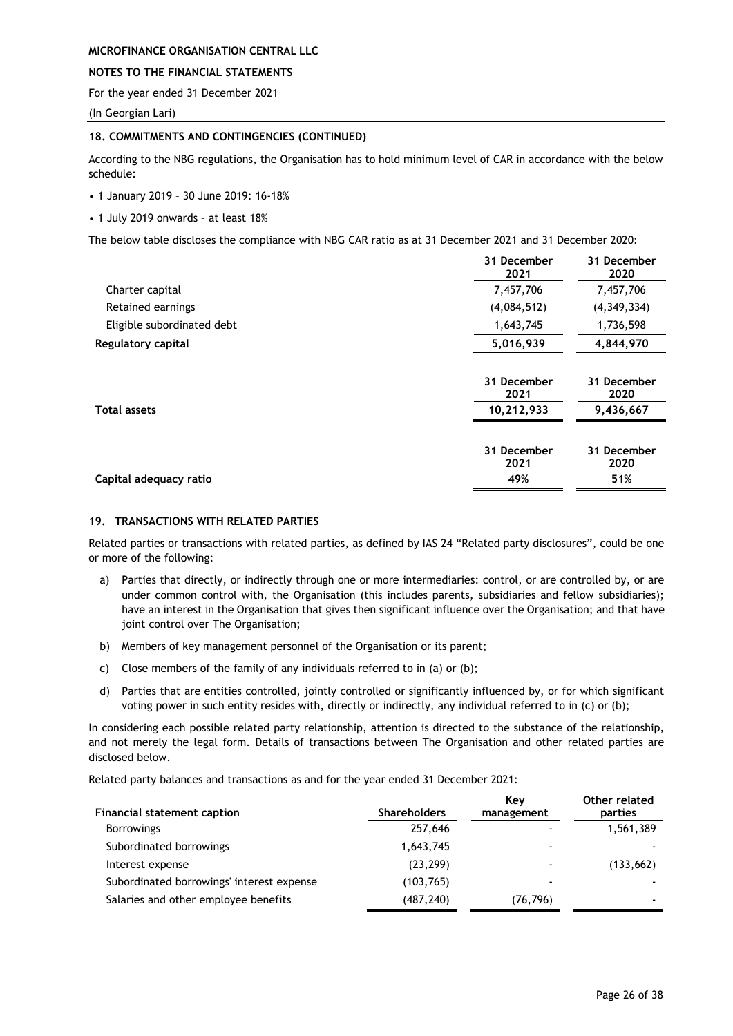## 18. COMMITMENTS AND CONTINGENCIES (CONTINUED)

According to the NBG regulations, the Organisation has to hold minimum level of CAR in accordance with the below schedule:

- 1 January 2019 – 30 June 2019: 16-18%
- 1 July 2019 onwards – at least 18%

The below table discloses the compliance with NBG CAR ratio as at 31 December 2021 and 31 December 2020:

| | 31 December 2021 | 31 December 2020 |
|---|---|---|
| Charter capital | 7,457,706 | 7,457,706 |
| Retained earnings | (4,084,512) | (4,349,334) |
| Eligible subordinated debt | 1,643,745 | 1,736,598 |
| **Regulatory capital** | **5,016,939** | **4,844,970** |

| | 31 December 2021 | 31 December 2020 |
|---|---|---|
| **Total assets** | **10,212,933** | **9,436,667** |

| | 31 December 2021 | 31 December 2020 |
|---|---|---|
| **Capital adequacy ratio** | **49%** | **51%** |

## 19. TRANSACTIONS WITH RELATED PARTIES

Related parties or transactions with related parties, as defined by IAS 24 "Related party disclosures", could be one or more of the following:

a) Parties that directly, or indirectly through one or more intermediaries: control, or are controlled by, or are under common control with, the Organisation (this includes parents, subsidiaries and fellow subsidiaries); have an interest in the Organisation that gives then significant influence over the Organisation; and that have joint control over The Organisation;

b) Members of key management personnel of the Organisation or its parent;

c) Close members of the family of any individuals referred to in (a) or (b);

d) Parties that are entities controlled, jointly controlled or significantly influenced by, or for which significant voting power in such entity resides with, directly or indirectly, any individual referred to in (c) or (b);

In considering each possible related party relationship, attention is directed to the substance of the relationship, and not merely the legal form. Details of transactions between The Organisation and other related parties are disclosed below.

Related party balances and transactions as and for the year ended 31 December 2021:

| Financial statement caption | Shareholders | Key management | Other related parties |
|---|---|---|---|
| Borrowings | 257,646 | - | 1,561,389 |
| Subordinated borrowings | 1,643,745 | - | - |
| Interest expense | (23,299) | - | (133,662) |
| Subordinated borrowings' interest expense | (103,765) | - | - |
| Salaries and other employee benefits | (487,240) | (76,796) | - |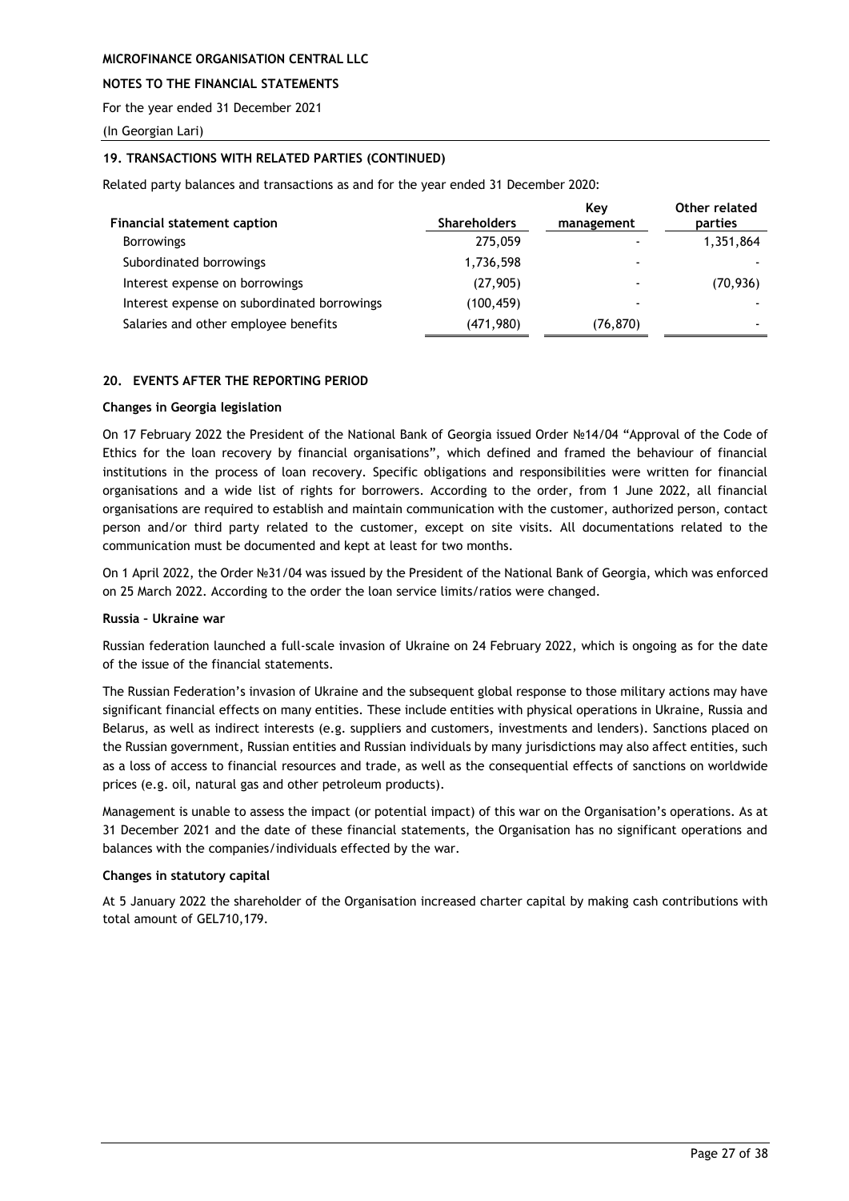### 19. TRANSACTIONS WITH RELATED PARTIES (CONTINUED)

Related party balances and transactions as and for the year ended 31 December 2020:

| Financial statement caption | Shareholders | Key management | Other related parties |
|---|---|---|---|
| Borrowings | 275,059 | - | 1,351,864 |
| Subordinated borrowings | 1,736,598 | - | - |
| Interest expense on borrowings | (27,905) | - | (70,936) |
| Interest expense on subordinated borrowings | (100,459) | - | - |
| Salaries and other employee benefits | (471,980) | (76,870) | - |

## 20. EVENTS AFTER THE REPORTING PERIOD

**Changes in Georgia legislation**

On 17 February 2022 the President of the National Bank of Georgia issued Order №14/04 "Approval of the Code of Ethics for the loan recovery by financial organisations", which defined and framed the behaviour of financial institutions in the process of loan recovery. Specific obligations and responsibilities were written for financial organisations and a wide list of rights for borrowers. According to the order, from 1 June 2022, all financial organisations are required to establish and maintain communication with the customer, authorized person, contact person and/or third party related to the customer, except on site visits. All documentations related to the communication must be documented and kept at least for two months.

On 1 April 2022, the Order №31/04 was issued by the President of the National Bank of Georgia, which was enforced on 25 March 2022. According to the order the loan service limits/ratios were changed.

**Russia – Ukraine war**

Russian federation launched a full-scale invasion of Ukraine on 24 February 2022, which is ongoing as for the date of the issue of the financial statements.

The Russian Federation's invasion of Ukraine and the subsequent global response to those military actions may have significant financial effects on many entities. These include entities with physical operations in Ukraine, Russia and Belarus, as well as indirect interests (e.g. suppliers and customers, investments and lenders). Sanctions placed on the Russian government, Russian entities and Russian individuals by many jurisdictions may also affect entities, such as a loss of access to financial resources and trade, as well as the consequential effects of sanctions on worldwide prices (e.g. oil, natural gas and other petroleum products).

Management is unable to assess the impact (or potential impact) of this war on the Organisation's operations. As at 31 December 2021 and the date of these financial statements, the Organisation has no significant operations and balances with the companies/individuals effected by the war.

**Changes in statutory capital**

At 5 January 2022 the shareholder of the Organisation increased charter capital by making cash contributions with total amount of GEL710,179.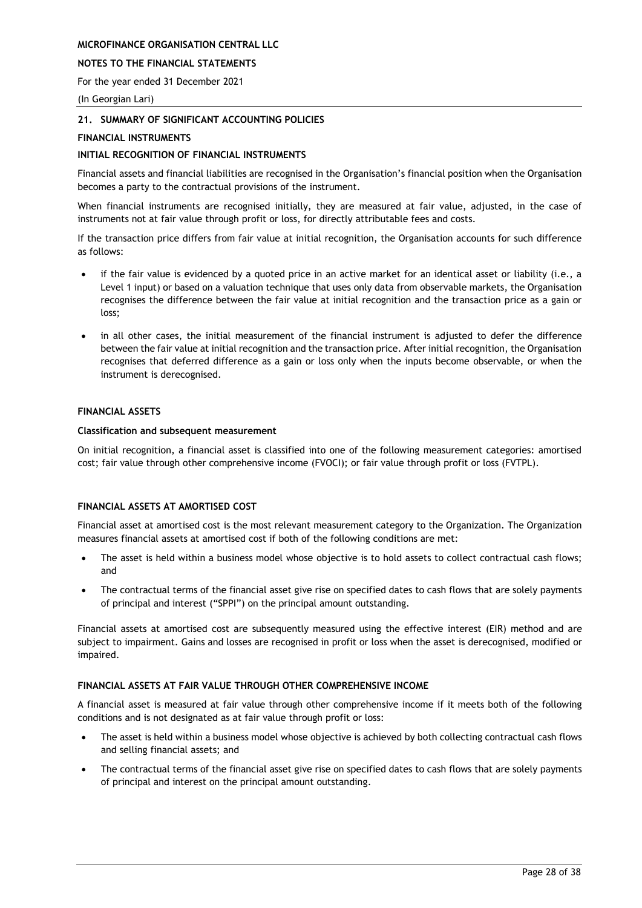## 21. SUMMARY OF SIGNIFICANT ACCOUNTING POLICIES

### FINANCIAL INSTRUMENTS

### INITIAL RECOGNITION OF FINANCIAL INSTRUMENTS

Financial assets and financial liabilities are recognised in the Organisation's financial position when the Organisation becomes a party to the contractual provisions of the instrument.

When financial instruments are recognised initially, they are measured at fair value, adjusted, in the case of instruments not at fair value through profit or loss, for directly attributable fees and costs.

If the transaction price differs from fair value at initial recognition, the Organisation accounts for such difference as follows:

- if the fair value is evidenced by a quoted price in an active market for an identical asset or liability (i.e., a Level 1 input) or based on a valuation technique that uses only data from observable markets, the Organisation recognises the difference between the fair value at initial recognition and the transaction price as a gain or loss;
- in all other cases, the initial measurement of the financial instrument is adjusted to defer the difference between the fair value at initial recognition and the transaction price. After initial recognition, the Organisation recognises that deferred difference as a gain or loss only when the inputs become observable, or when the instrument is derecognised.

### FINANCIAL ASSETS

**Classification and subsequent measurement**

On initial recognition, a financial asset is classified into one of the following measurement categories: amortised cost; fair value through other comprehensive income (FVOCI); or fair value through profit or loss (FVTPL).

### FINANCIAL ASSETS AT AMORTISED COST

Financial asset at amortised cost is the most relevant measurement category to the Organization. The Organization measures financial assets at amortised cost if both of the following conditions are met:

- The asset is held within a business model whose objective is to hold assets to collect contractual cash flows; and
- The contractual terms of the financial asset give rise on specified dates to cash flows that are solely payments of principal and interest ("SPPI") on the principal amount outstanding.

Financial assets at amortised cost are subsequently measured using the effective interest (EIR) method and are subject to impairment. Gains and losses are recognised in profit or loss when the asset is derecognised, modified or impaired.

### FINANCIAL ASSETS AT FAIR VALUE THROUGH OTHER COMPREHENSIVE INCOME

A financial asset is measured at fair value through other comprehensive income if it meets both of the following conditions and is not designated as at fair value through profit or loss:

- The asset is held within a business model whose objective is achieved by both collecting contractual cash flows and selling financial assets; and
- The contractual terms of the financial asset give rise on specified dates to cash flows that are solely payments of principal and interest on the principal amount outstanding.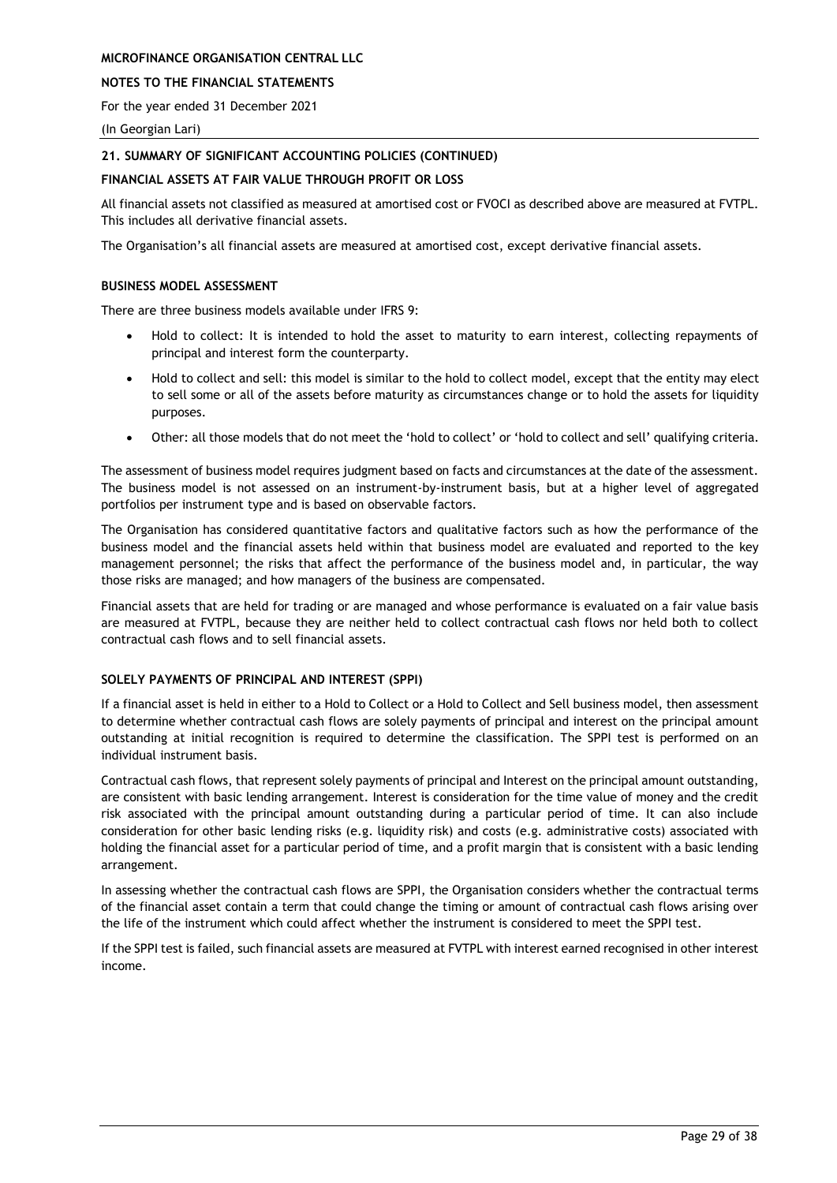## 21. SUMMARY OF SIGNIFICANT ACCOUNTING POLICIES (CONTINUED)

### FINANCIAL ASSETS AT FAIR VALUE THROUGH PROFIT OR LOSS

All financial assets not classified as measured at amortised cost or FVOCI as described above are measured at FVTPL. This includes all derivative financial assets.

The Organisation's all financial assets are measured at amortised cost, except derivative financial assets.

### BUSINESS MODEL ASSESSMENT

There are three business models available under IFRS 9:

- Hold to collect: It is intended to hold the asset to maturity to earn interest, collecting repayments of principal and interest form the counterparty.
- Hold to collect and sell: this model is similar to the hold to collect model, except that the entity may elect to sell some or all of the assets before maturity as circumstances change or to hold the assets for liquidity purposes.
- Other: all those models that do not meet the 'hold to collect' or 'hold to collect and sell' qualifying criteria.

The assessment of business model requires judgment based on facts and circumstances at the date of the assessment. The business model is not assessed on an instrument-by-instrument basis, but at a higher level of aggregated portfolios per instrument type and is based on observable factors.

The Organisation has considered quantitative factors and qualitative factors such as how the performance of the business model and the financial assets held within that business model are evaluated and reported to the key management personnel; the risks that affect the performance of the business model and, in particular, the way those risks are managed; and how managers of the business are compensated.

Financial assets that are held for trading or are managed and whose performance is evaluated on a fair value basis are measured at FVTPL, because they are neither held to collect contractual cash flows nor held both to collect contractual cash flows and to sell financial assets.

### SOLELY PAYMENTS OF PRINCIPAL AND INTEREST (SPPI)

If a financial asset is held in either to a Hold to Collect or a Hold to Collect and Sell business model, then assessment to determine whether contractual cash flows are solely payments of principal and interest on the principal amount outstanding at initial recognition is required to determine the classification. The SPPI test is performed on an individual instrument basis.

Contractual cash flows, that represent solely payments of principal and Interest on the principal amount outstanding, are consistent with basic lending arrangement. Interest is consideration for the time value of money and the credit risk associated with the principal amount outstanding during a particular period of time. It can also include consideration for other basic lending risks (e.g. liquidity risk) and costs (e.g. administrative costs) associated with holding the financial asset for a particular period of time, and a profit margin that is consistent with a basic lending arrangement.

In assessing whether the contractual cash flows are SPPI, the Organisation considers whether the contractual terms of the financial asset contain a term that could change the timing or amount of contractual cash flows arising over the life of the instrument which could affect whether the instrument is considered to meet the SPPI test.

If the SPPI test is failed, such financial assets are measured at FVTPL with interest earned recognised in other interest income.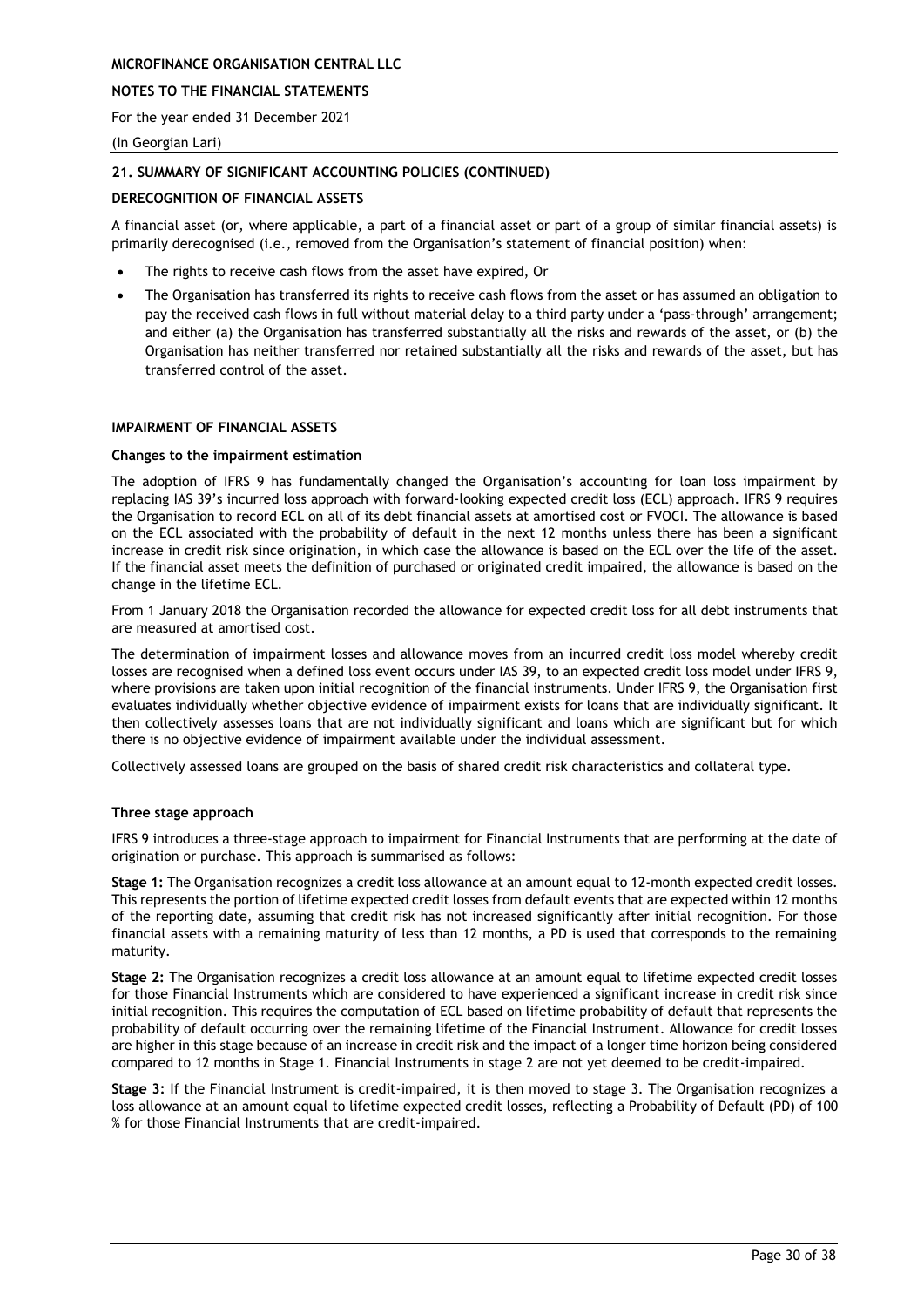## 21. SUMMARY OF SIGNIFICANT ACCOUNTING POLICIES (CONTINUED)

### DERECOGNITION OF FINANCIAL ASSETS

A financial asset (or, where applicable, a part of a financial asset or part of a group of similar financial assets) is primarily derecognised (i.e., removed from the Organisation's statement of financial position) when:

- The rights to receive cash flows from the asset have expired, Or
- The Organisation has transferred its rights to receive cash flows from the asset or has assumed an obligation to pay the received cash flows in full without material delay to a third party under a 'pass-through' arrangement; and either (a) the Organisation has transferred substantially all the risks and rewards of the asset, or (b) the Organisation has neither transferred nor retained substantially all the risks and rewards of the asset, but has transferred control of the asset.

### IMPAIRMENT OF FINANCIAL ASSETS

**Changes to the impairment estimation**

The adoption of IFRS 9 has fundamentally changed the Organisation's accounting for loan loss impairment by replacing IAS 39's incurred loss approach with forward-looking expected credit loss (ECL) approach. IFRS 9 requires the Organisation to record ECL on all of its debt financial assets at amortised cost or FVOCI. The allowance is based on the ECL associated with the probability of default in the next 12 months unless there has been a significant increase in credit risk since origination, in which case the allowance is based on the ECL over the life of the asset. If the financial asset meets the definition of purchased or originated credit impaired, the allowance is based on the change in the lifetime ECL.

From 1 January 2018 the Organisation recorded the allowance for expected credit loss for all debt instruments that are measured at amortised cost.

The determination of impairment losses and allowance moves from an incurred credit loss model whereby credit losses are recognised when a defined loss event occurs under IAS 39, to an expected credit loss model under IFRS 9, where provisions are taken upon initial recognition of the financial instruments. Under IFRS 9, the Organisation first evaluates individually whether objective evidence of impairment exists for loans that are individually significant. It then collectively assesses loans that are not individually significant and loans which are significant but for which there is no objective evidence of impairment available under the individual assessment.

Collectively assessed loans are grouped on the basis of shared credit risk characteristics and collateral type.

**Three stage approach**

IFRS 9 introduces a three-stage approach to impairment for Financial Instruments that are performing at the date of origination or purchase. This approach is summarised as follows:

**Stage 1:** The Organisation recognizes a credit loss allowance at an amount equal to 12-month expected credit losses. This represents the portion of lifetime expected credit losses from default events that are expected within 12 months of the reporting date, assuming that credit risk has not increased significantly after initial recognition. For those financial assets with a remaining maturity of less than 12 months, a PD is used that corresponds to the remaining maturity.

**Stage 2:** The Organisation recognizes a credit loss allowance at an amount equal to lifetime expected credit losses for those Financial Instruments which are considered to have experienced a significant increase in credit risk since initial recognition. This requires the computation of ECL based on lifetime probability of default that represents the probability of default occurring over the remaining lifetime of the Financial Instrument. Allowance for credit losses are higher in this stage because of an increase in credit risk and the impact of a longer time horizon being considered compared to 12 months in Stage 1. Financial Instruments in stage 2 are not yet deemed to be credit-impaired.

**Stage 3:** If the Financial Instrument is credit-impaired, it is then moved to stage 3. The Organisation recognizes a loss allowance at an amount equal to lifetime expected credit losses, reflecting a Probability of Default (PD) of 100 % for those Financial Instruments that are credit-impaired.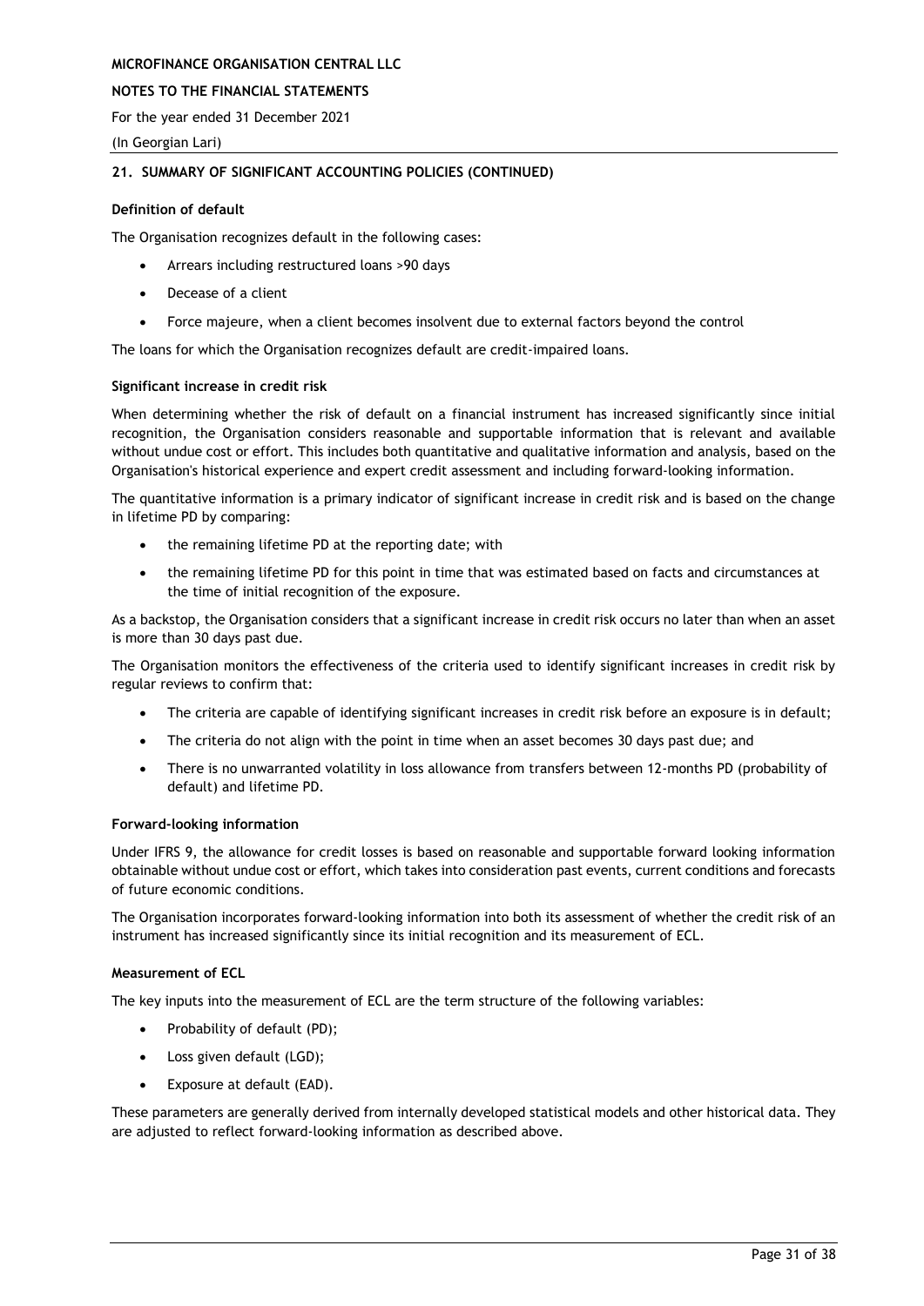## 21. SUMMARY OF SIGNIFICANT ACCOUNTING POLICIES (CONTINUED)

**Definition of default**

The Organisation recognizes default in the following cases:

- Arrears including restructured loans >90 days
- Decease of a client
- Force majeure, when a client becomes insolvent due to external factors beyond the control

The loans for which the Organisation recognizes default are credit-impaired loans.

**Significant increase in credit risk**

When determining whether the risk of default on a financial instrument has increased significantly since initial recognition, the Organisation considers reasonable and supportable information that is relevant and available without undue cost or effort. This includes both quantitative and qualitative information and analysis, based on the Organisation's historical experience and expert credit assessment and including forward-looking information.

The quantitative information is a primary indicator of significant increase in credit risk and is based on the change in lifetime PD by comparing:

- the remaining lifetime PD at the reporting date; with
- the remaining lifetime PD for this point in time that was estimated based on facts and circumstances at the time of initial recognition of the exposure.

As a backstop, the Organisation considers that a significant increase in credit risk occurs no later than when an asset is more than 30 days past due.

The Organisation monitors the effectiveness of the criteria used to identify significant increases in credit risk by regular reviews to confirm that:

- The criteria are capable of identifying significant increases in credit risk before an exposure is in default;
- The criteria do not align with the point in time when an asset becomes 30 days past due; and
- There is no unwarranted volatility in loss allowance from transfers between 12-months PD (probability of default) and lifetime PD.

**Forward-looking information**

Under IFRS 9, the allowance for credit losses is based on reasonable and supportable forward looking information obtainable without undue cost or effort, which takes into consideration past events, current conditions and forecasts of future economic conditions.

The Organisation incorporates forward-looking information into both its assessment of whether the credit risk of an instrument has increased significantly since its initial recognition and its measurement of ECL.

**Measurement of ECL**

The key inputs into the measurement of ECL are the term structure of the following variables:

- Probability of default (PD);
- Loss given default (LGD);
- Exposure at default (EAD).

These parameters are generally derived from internally developed statistical models and other historical data. They are adjusted to reflect forward-looking information as described above.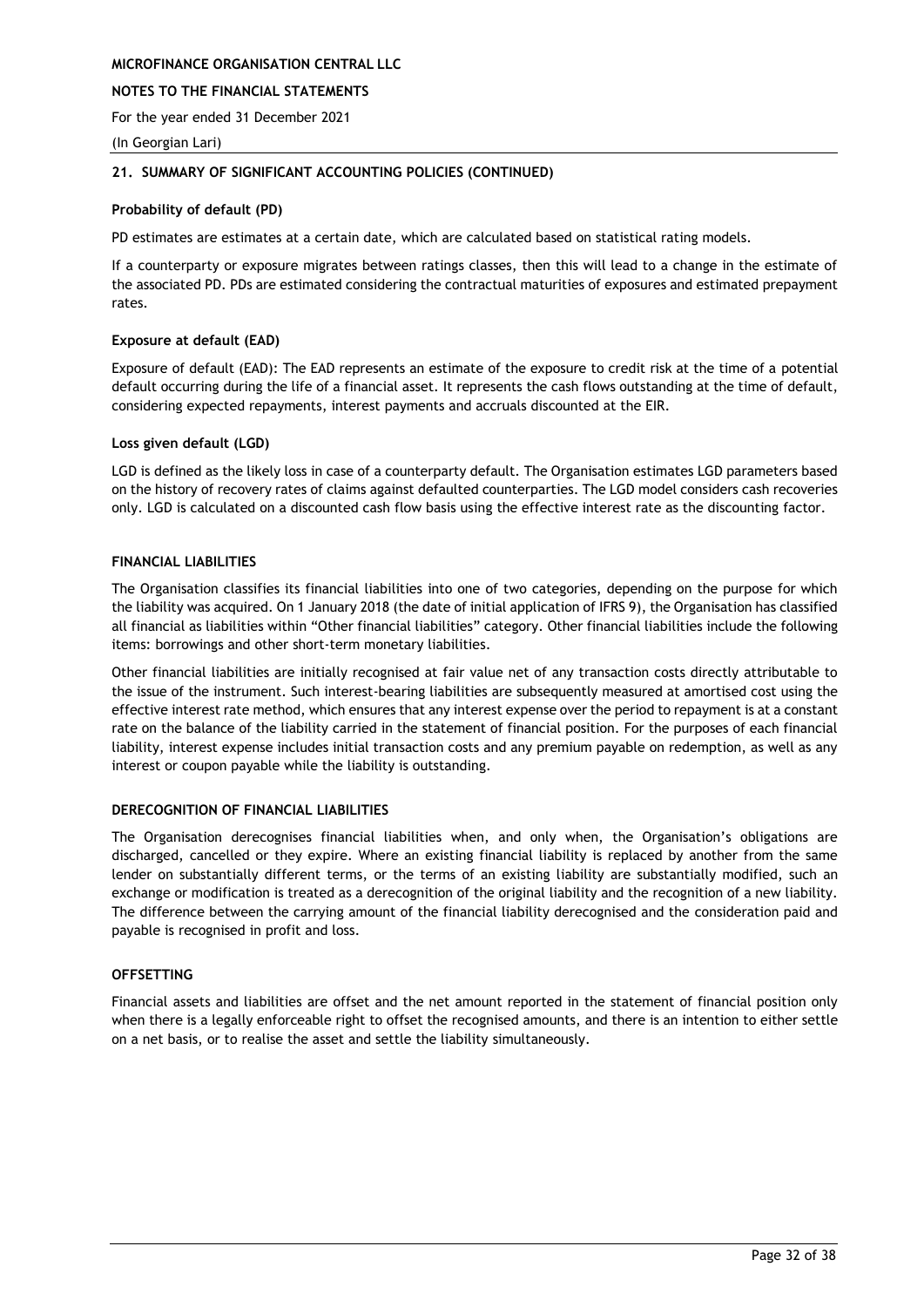## 21. SUMMARY OF SIGNIFICANT ACCOUNTING POLICIES (CONTINUED)

**Probability of default (PD)**

PD estimates are estimates at a certain date, which are calculated based on statistical rating models.

If a counterparty or exposure migrates between ratings classes, then this will lead to a change in the estimate of the associated PD. PDs are estimated considering the contractual maturities of exposures and estimated prepayment rates.

**Exposure at default (EAD)**

Exposure of default (EAD): The EAD represents an estimate of the exposure to credit risk at the time of a potential default occurring during the life of a financial asset. It represents the cash flows outstanding at the time of default, considering expected repayments, interest payments and accruals discounted at the EIR.

**Loss given default (LGD)**

LGD is defined as the likely loss in case of a counterparty default. The Organisation estimates LGD parameters based on the history of recovery rates of claims against defaulted counterparties. The LGD model considers cash recoveries only. LGD is calculated on a discounted cash flow basis using the effective interest rate as the discounting factor.

### FINANCIAL LIABILITIES

The Organisation classifies its financial liabilities into one of two categories, depending on the purpose for which the liability was acquired. On 1 January 2018 (the date of initial application of IFRS 9), the Organisation has classified all financial as liabilities within "Other financial liabilities" category. Other financial liabilities include the following items: borrowings and other short-term monetary liabilities.

Other financial liabilities are initially recognised at fair value net of any transaction costs directly attributable to the issue of the instrument. Such interest-bearing liabilities are subsequently measured at amortised cost using the effective interest rate method, which ensures that any interest expense over the period to repayment is at a constant rate on the balance of the liability carried in the statement of financial position. For the purposes of each financial liability, interest expense includes initial transaction costs and any premium payable on redemption, as well as any interest or coupon payable while the liability is outstanding.

### DERECOGNITION OF FINANCIAL LIABILITIES

The Organisation derecognises financial liabilities when, and only when, the Organisation's obligations are discharged, cancelled or they expire. Where an existing financial liability is replaced by another from the same lender on substantially different terms, or the terms of an existing liability are substantially modified, such an exchange or modification is treated as a derecognition of the original liability and the recognition of a new liability. The difference between the carrying amount of the financial liability derecognised and the consideration paid and payable is recognised in profit and loss.

### OFFSETTING

Financial assets and liabilities are offset and the net amount reported in the statement of financial position only when there is a legally enforceable right to offset the recognised amounts, and there is an intention to either settle on a net basis, or to realise the asset and settle the liability simultaneously.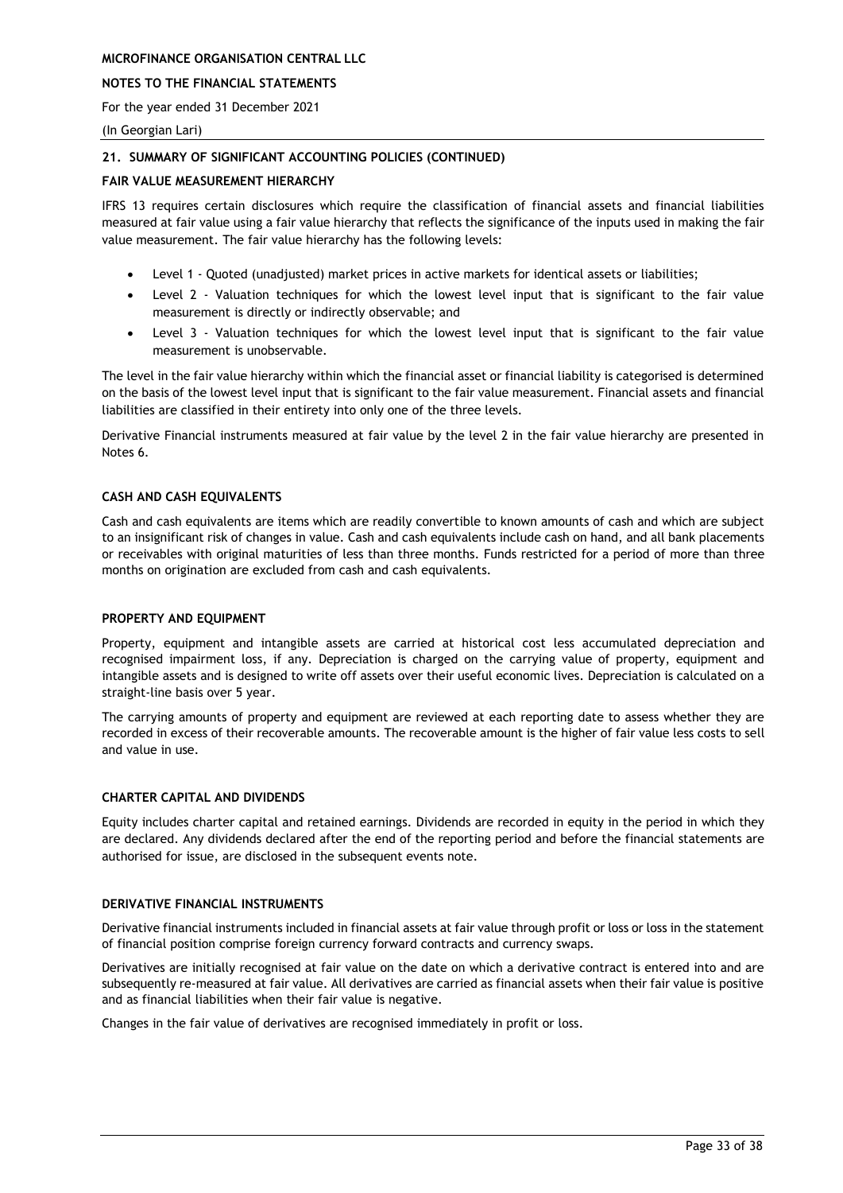## 21. SUMMARY OF SIGNIFICANT ACCOUNTING POLICIES (CONTINUED)

### FAIR VALUE MEASUREMENT HIERARCHY

IFRS 13 requires certain disclosures which require the classification of financial assets and financial liabilities measured at fair value using a fair value hierarchy that reflects the significance of the inputs used in making the fair value measurement. The fair value hierarchy has the following levels:

- Level 1 - Quoted (unadjusted) market prices in active markets for identical assets or liabilities;
- Level 2 - Valuation techniques for which the lowest level input that is significant to the fair value measurement is directly or indirectly observable; and
- Level 3 - Valuation techniques for which the lowest level input that is significant to the fair value measurement is unobservable.

The level in the fair value hierarchy within which the financial asset or financial liability is categorised is determined on the basis of the lowest level input that is significant to the fair value measurement. Financial assets and financial liabilities are classified in their entirety into only one of the three levels.

Derivative Financial instruments measured at fair value by the level 2 in the fair value hierarchy are presented in Notes 6.

### CASH AND CASH EQUIVALENTS

Cash and cash equivalents are items which are readily convertible to known amounts of cash and which are subject to an insignificant risk of changes in value. Cash and cash equivalents include cash on hand, and all bank placements or receivables with original maturities of less than three months. Funds restricted for a period of more than three months on origination are excluded from cash and cash equivalents.

### PROPERTY AND EQUIPMENT

Property, equipment and intangible assets are carried at historical cost less accumulated depreciation and recognised impairment loss, if any. Depreciation is charged on the carrying value of property, equipment and intangible assets and is designed to write off assets over their useful economic lives. Depreciation is calculated on a straight-line basis over 5 year.

The carrying amounts of property and equipment are reviewed at each reporting date to assess whether they are recorded in excess of their recoverable amounts. The recoverable amount is the higher of fair value less costs to sell and value in use.

### CHARTER CAPITAL AND DIVIDENDS

Equity includes charter capital and retained earnings. Dividends are recorded in equity in the period in which they are declared. Any dividends declared after the end of the reporting period and before the financial statements are authorised for issue, are disclosed in the subsequent events note.

### DERIVATIVE FINANCIAL INSTRUMENTS

Derivative financial instruments included in financial assets at fair value through profit or loss or loss in the statement of financial position comprise foreign currency forward contracts and currency swaps.

Derivatives are initially recognised at fair value on the date on which a derivative contract is entered into and are subsequently re-measured at fair value. All derivatives are carried as financial assets when their fair value is positive and as financial liabilities when their fair value is negative.

Changes in the fair value of derivatives are recognised immediately in profit or loss.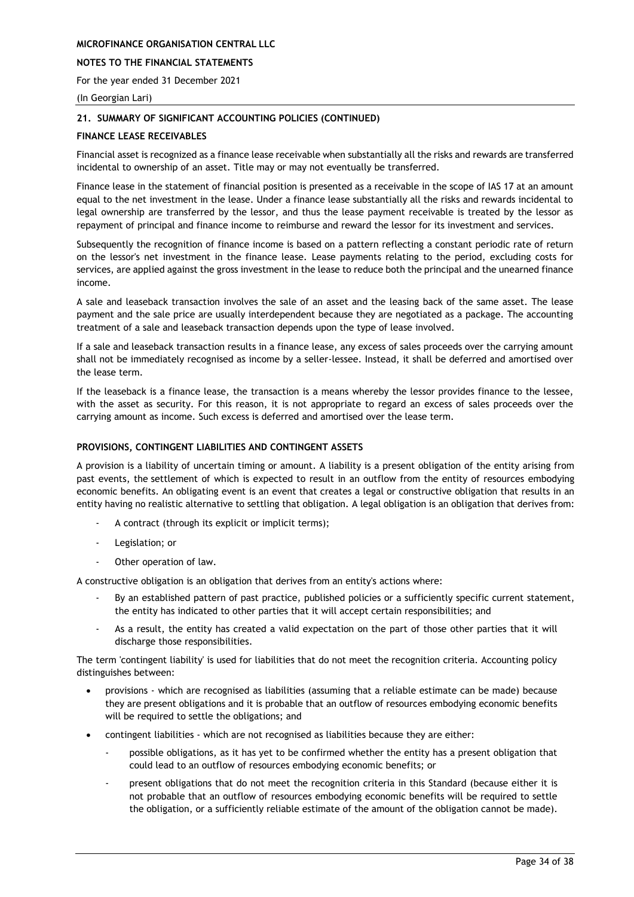## 21. SUMMARY OF SIGNIFICANT ACCOUNTING POLICIES (CONTINUED)

### FINANCE LEASE RECEIVABLES

Financial asset is recognized as a finance lease receivable when substantially all the risks and rewards are transferred incidental to ownership of an asset. Title may or may not eventually be transferred.

Finance lease in the statement of financial position is presented as a receivable in the scope of IAS 17 at an amount equal to the net investment in the lease. Under a finance lease substantially all the risks and rewards incidental to legal ownership are transferred by the lessor, and thus the lease payment receivable is treated by the lessor as repayment of principal and finance income to reimburse and reward the lessor for its investment and services.

Subsequently the recognition of finance income is based on a pattern reflecting a constant periodic rate of return on the lessor's net investment in the finance lease. Lease payments relating to the period, excluding costs for services, are applied against the gross investment in the lease to reduce both the principal and the unearned finance income.

A sale and leaseback transaction involves the sale of an asset and the leasing back of the same asset. The lease payment and the sale price are usually interdependent because they are negotiated as a package. The accounting treatment of a sale and leaseback transaction depends upon the type of lease involved.

If a sale and leaseback transaction results in a finance lease, any excess of sales proceeds over the carrying amount shall not be immediately recognised as income by a seller-lessee. Instead, it shall be deferred and amortised over the lease term.

If the leaseback is a finance lease, the transaction is a means whereby the lessor provides finance to the lessee, with the asset as security. For this reason, it is not appropriate to regard an excess of sales proceeds over the carrying amount as income. Such excess is deferred and amortised over the lease term.

### PROVISIONS, CONTINGENT LIABILITIES AND CONTINGENT ASSETS

A provision is a liability of uncertain timing or amount. A liability is a present obligation of the entity arising from past events, the settlement of which is expected to result in an outflow from the entity of resources embodying economic benefits. An obligating event is an event that creates a legal or constructive obligation that results in an entity having no realistic alternative to settling that obligation. A legal obligation is an obligation that derives from:

- A contract (through its explicit or implicit terms);
- Legislation; or
- Other operation of law.

A constructive obligation is an obligation that derives from an entity's actions where:

- By an established pattern of past practice, published policies or a sufficiently specific current statement, the entity has indicated to other parties that it will accept certain responsibilities; and
- As a result, the entity has created a valid expectation on the part of those other parties that it will discharge those responsibilities.

The term 'contingent liability' is used for liabilities that do not meet the recognition criteria. Accounting policy distinguishes between:

- provisions - which are recognised as liabilities (assuming that a reliable estimate can be made) because they are present obligations and it is probable that an outflow of resources embodying economic benefits will be required to settle the obligations; and
- contingent liabilities - which are not recognised as liabilities because they are either:
  - possible obligations, as it has yet to be confirmed whether the entity has a present obligation that could lead to an outflow of resources embodying economic benefits; or
  - present obligations that do not meet the recognition criteria in this Standard (because either it is not probable that an outflow of resources embodying economic benefits will be required to settle the obligation, or a sufficiently reliable estimate of the amount of the obligation cannot be made).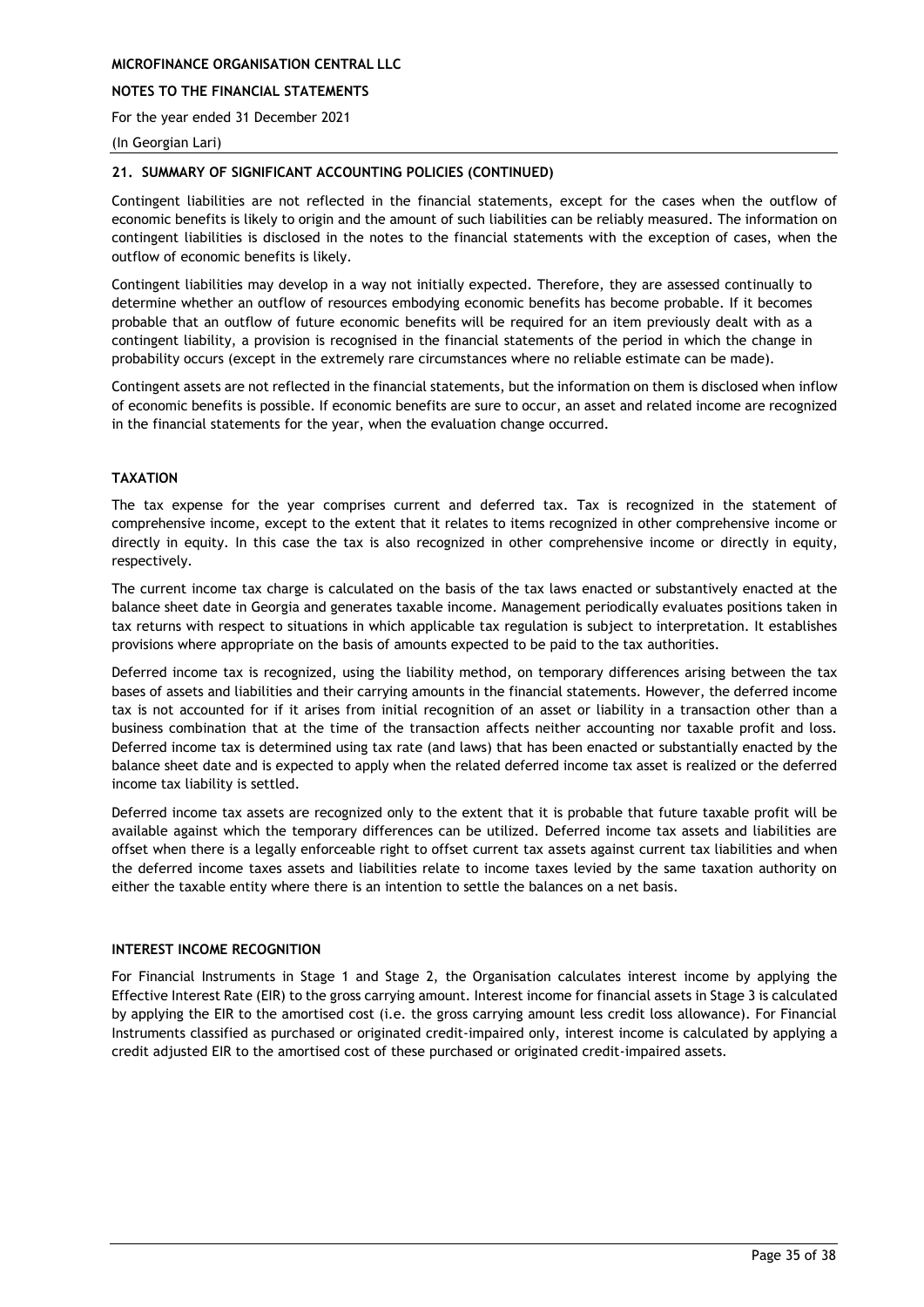## 21. SUMMARY OF SIGNIFICANT ACCOUNTING POLICIES (CONTINUED)

Contingent liabilities are not reflected in the financial statements, except for the cases when the outflow of economic benefits is likely to origin and the amount of such liabilities can be reliably measured. The information on contingent liabilities is disclosed in the notes to the financial statements with the exception of cases, when the outflow of economic benefits is likely.

Contingent liabilities may develop in a way not initially expected. Therefore, they are assessed continually to determine whether an outflow of resources embodying economic benefits has become probable. If it becomes probable that an outflow of future economic benefits will be required for an item previously dealt with as a contingent liability, a provision is recognised in the financial statements of the period in which the change in probability occurs (except in the extremely rare circumstances where no reliable estimate can be made).

Contingent assets are not reflected in the financial statements, but the information on them is disclosed when inflow of economic benefits is possible. If economic benefits are sure to occur, an asset and related income are recognized in the financial statements for the year, when the evaluation change occurred.

### TAXATION

The tax expense for the year comprises current and deferred tax. Tax is recognized in the statement of comprehensive income, except to the extent that it relates to items recognized in other comprehensive income or directly in equity. In this case the tax is also recognized in other comprehensive income or directly in equity, respectively.

The current income tax charge is calculated on the basis of the tax laws enacted or substantively enacted at the balance sheet date in Georgia and generates taxable income. Management periodically evaluates positions taken in tax returns with respect to situations in which applicable tax regulation is subject to interpretation. It establishes provisions where appropriate on the basis of amounts expected to be paid to the tax authorities.

Deferred income tax is recognized, using the liability method, on temporary differences arising between the tax bases of assets and liabilities and their carrying amounts in the financial statements. However, the deferred income tax is not accounted for if it arises from initial recognition of an asset or liability in a transaction other than a business combination that at the time of the transaction affects neither accounting nor taxable profit and loss. Deferred income tax is determined using tax rate (and laws) that has been enacted or substantially enacted by the balance sheet date and is expected to apply when the related deferred income tax asset is realized or the deferred income tax liability is settled.

Deferred income tax assets are recognized only to the extent that it is probable that future taxable profit will be available against which the temporary differences can be utilized. Deferred income tax assets and liabilities are offset when there is a legally enforceable right to offset current tax assets against current tax liabilities and when the deferred income taxes assets and liabilities relate to income taxes levied by the same taxation authority on either the taxable entity where there is an intention to settle the balances on a net basis.

### INTEREST INCOME RECOGNITION

For Financial Instruments in Stage 1 and Stage 2, the Organisation calculates interest income by applying the Effective Interest Rate (EIR) to the gross carrying amount. Interest income for financial assets in Stage 3 is calculated by applying the EIR to the amortised cost (i.e. the gross carrying amount less credit loss allowance). For Financial Instruments classified as purchased or originated credit-impaired only, interest income is calculated by applying a credit adjusted EIR to the amortised cost of these purchased or originated credit-impaired assets.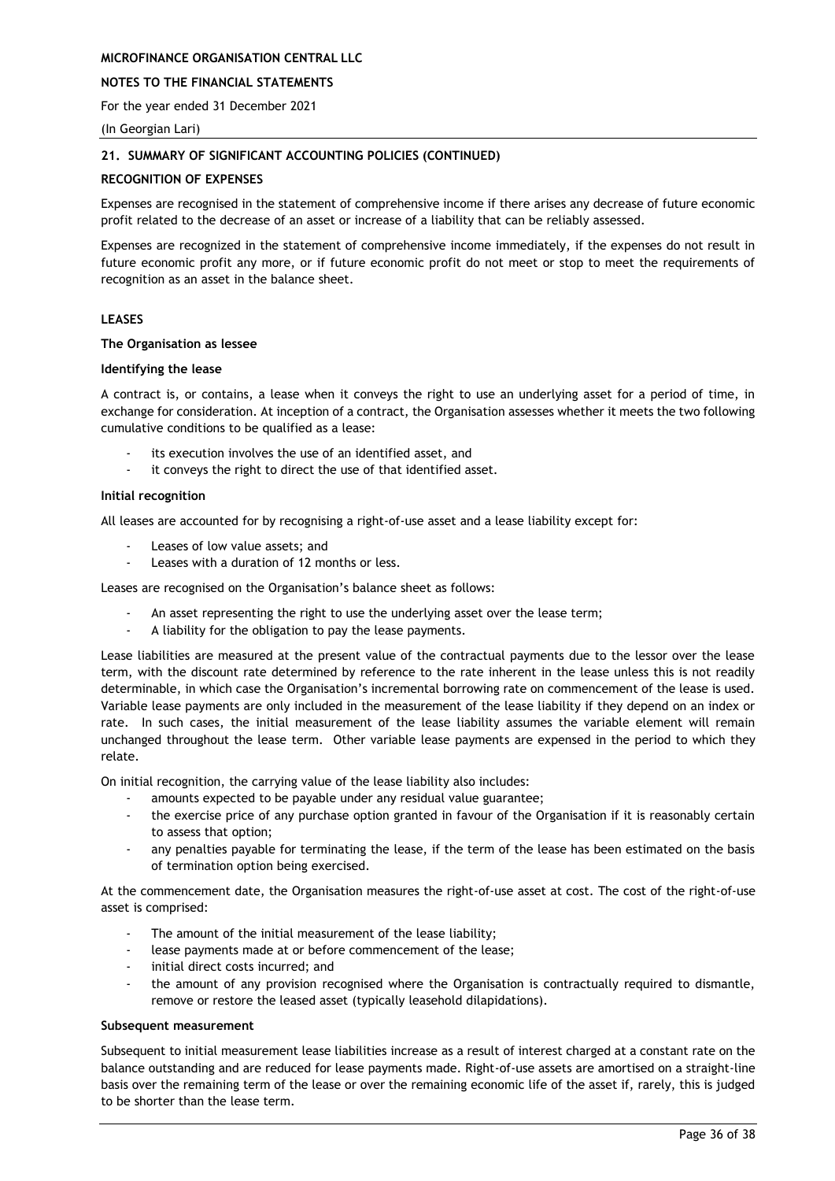## 21. SUMMARY OF SIGNIFICANT ACCOUNTING POLICIES (CONTINUED)

### RECOGNITION OF EXPENSES

Expenses are recognised in the statement of comprehensive income if there arises any decrease of future economic profit related to the decrease of an asset or increase of a liability that can be reliably assessed.

Expenses are recognized in the statement of comprehensive income immediately, if the expenses do not result in future economic profit any more, or if future economic profit do not meet or stop to meet the requirements of recognition as an asset in the balance sheet.

### LEASES

**The Organisation as lessee**

**Identifying the lease**

A contract is, or contains, a lease when it conveys the right to use an underlying asset for a period of time, in exchange for consideration. At inception of a contract, the Organisation assesses whether it meets the two following cumulative conditions to be qualified as a lease:

- its execution involves the use of an identified asset, and
- it conveys the right to direct the use of that identified asset.

**Initial recognition**

All leases are accounted for by recognising a right-of-use asset and a lease liability except for:

- Leases of low value assets; and
- Leases with a duration of 12 months or less.

Leases are recognised on the Organisation's balance sheet as follows:

- An asset representing the right to use the underlying asset over the lease term;
- A liability for the obligation to pay the lease payments.

Lease liabilities are measured at the present value of the contractual payments due to the lessor over the lease term, with the discount rate determined by reference to the rate inherent in the lease unless this is not readily determinable, in which case the Organisation's incremental borrowing rate on commencement of the lease is used. Variable lease payments are only included in the measurement of the lease liability if they depend on an index or rate. In such cases, the initial measurement of the lease liability assumes the variable element will remain unchanged throughout the lease term. Other variable lease payments are expensed in the period to which they relate.

On initial recognition, the carrying value of the lease liability also includes:

- amounts expected to be payable under any residual value guarantee;
- the exercise price of any purchase option granted in favour of the Organisation if it is reasonably certain to assess that option;
- any penalties payable for terminating the lease, if the term of the lease has been estimated on the basis of termination option being exercised.

At the commencement date, the Organisation measures the right-of-use asset at cost. The cost of the right-of-use asset is comprised:

- The amount of the initial measurement of the lease liability;
- lease payments made at or before commencement of the lease;
- initial direct costs incurred; and
- the amount of any provision recognised where the Organisation is contractually required to dismantle, remove or restore the leased asset (typically leasehold dilapidations).

**Subsequent measurement**

Subsequent to initial measurement lease liabilities increase as a result of interest charged at a constant rate on the balance outstanding and are reduced for lease payments made. Right-of-use assets are amortised on a straight-line basis over the remaining term of the lease or over the remaining economic life of the asset if, rarely, this is judged to be shorter than the lease term.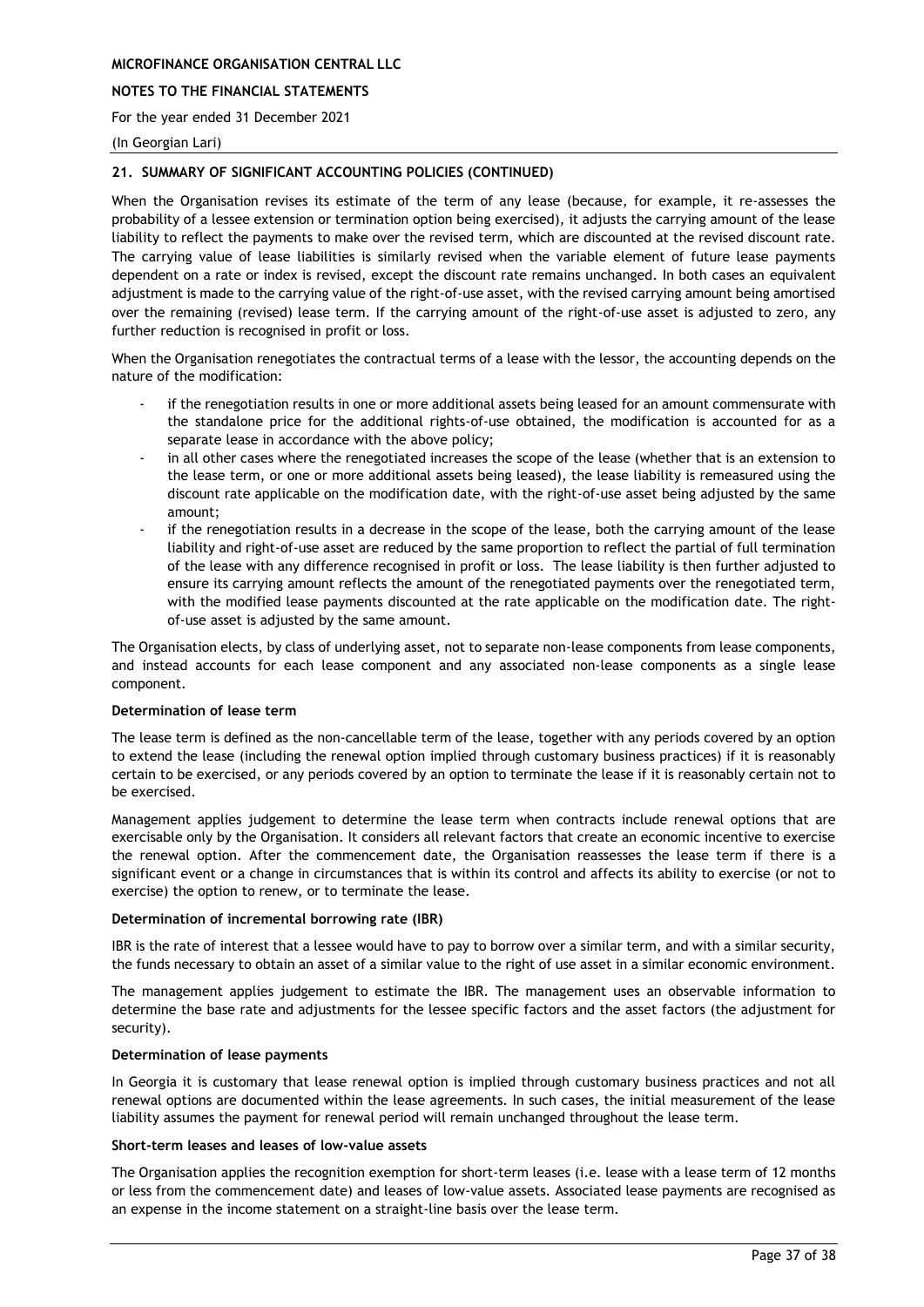## 21. SUMMARY OF SIGNIFICANT ACCOUNTING POLICIES (CONTINUED)

When the Organisation revises its estimate of the term of any lease (because, for example, it re-assesses the probability of a lessee extension or termination option being exercised), it adjusts the carrying amount of the lease liability to reflect the payments to make over the revised term, which are discounted at the revised discount rate. The carrying value of lease liabilities is similarly revised when the variable element of future lease payments dependent on a rate or index is revised, except the discount rate remains unchanged. In both cases an equivalent adjustment is made to the carrying value of the right-of-use asset, with the revised carrying amount being amortised over the remaining (revised) lease term. If the carrying amount of the right-of-use asset is adjusted to zero, any further reduction is recognised in profit or loss.

When the Organisation renegotiates the contractual terms of a lease with the lessor, the accounting depends on the nature of the modification:

- if the renegotiation results in one or more additional assets being leased for an amount commensurate with the standalone price for the additional rights-of-use obtained, the modification is accounted for as a separate lease in accordance with the above policy;
- in all other cases where the renegotiated increases the scope of the lease (whether that is an extension to the lease term, or one or more additional assets being leased), the lease liability is remeasured using the discount rate applicable on the modification date, with the right-of-use asset being adjusted by the same amount;
- if the renegotiation results in a decrease in the scope of the lease, both the carrying amount of the lease liability and right-of-use asset are reduced by the same proportion to reflect the partial of full termination of the lease with any difference recognised in profit or loss. The lease liability is then further adjusted to ensure its carrying amount reflects the amount of the renegotiated payments over the renegotiated term, with the modified lease payments discounted at the rate applicable on the modification date. The right-of-use asset is adjusted by the same amount.

The Organisation elects, by class of underlying asset, not to separate non-lease components from lease components, and instead accounts for each lease component and any associated non-lease components as a single lease component.

**Determination of lease term**

The lease term is defined as the non-cancellable term of the lease, together with any periods covered by an option to extend the lease (including the renewal option implied through customary business practices) if it is reasonably certain to be exercised, or any periods covered by an option to terminate the lease if it is reasonably certain not to be exercised.

Management applies judgement to determine the lease term when contracts include renewal options that are exercisable only by the Organisation. It considers all relevant factors that create an economic incentive to exercise the renewal option. After the commencement date, the Organisation reassesses the lease term if there is a significant event or a change in circumstances that is within its control and affects its ability to exercise (or not to exercise) the option to renew, or to terminate the lease.

**Determination of incremental borrowing rate (IBR)**

IBR is the rate of interest that a lessee would have to pay to borrow over a similar term, and with a similar security, the funds necessary to obtain an asset of a similar value to the right of use asset in a similar economic environment.

The management applies judgement to estimate the IBR. The management uses an observable information to determine the base rate and adjustments for the lessee specific factors and the asset factors (the adjustment for security).

**Determination of lease payments**

In Georgia it is customary that lease renewal option is implied through customary business practices and not all renewal options are documented within the lease agreements. In such cases, the initial measurement of the lease liability assumes the payment for renewal period will remain unchanged throughout the lease term.

**Short-term leases and leases of low-value assets**

The Organisation applies the recognition exemption for short-term leases (i.e. lease with a lease term of 12 months or less from the commencement date) and leases of low-value assets. Associated lease payments are recognised as an expense in the income statement on a straight-line basis over the lease term.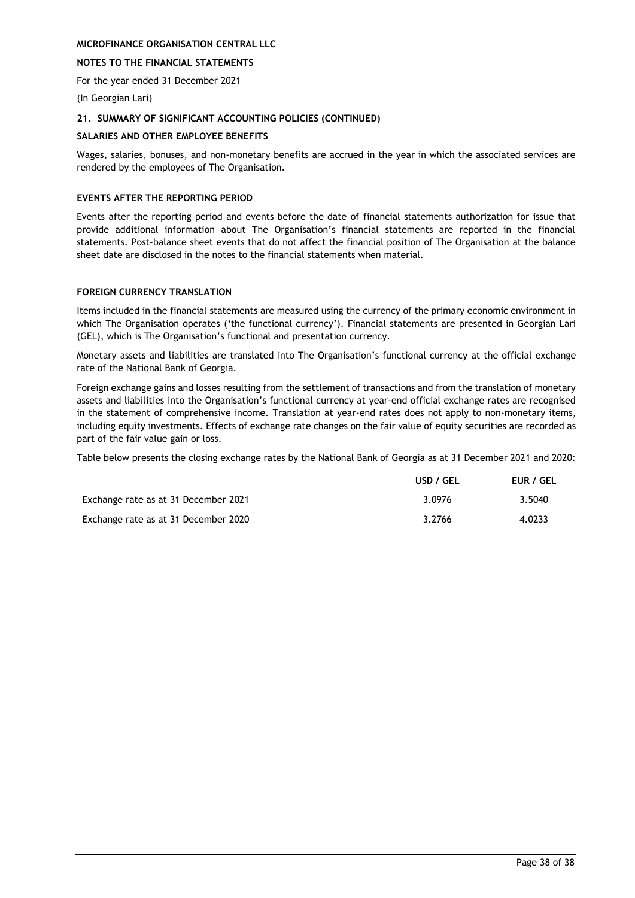## 21. SUMMARY OF SIGNIFICANT ACCOUNTING POLICIES (CONTINUED)

### SALARIES AND OTHER EMPLOYEE BENEFITS

Wages, salaries, bonuses, and non-monetary benefits are accrued in the year in which the associated services are rendered by the employees of The Organisation.

### EVENTS AFTER THE REPORTING PERIOD

Events after the reporting period and events before the date of financial statements authorization for issue that provide additional information about The Organisation's financial statements are reported in the financial statements. Post-balance sheet events that do not affect the financial position of The Organisation at the balance sheet date are disclosed in the notes to the financial statements when material.

### FOREIGN CURRENCY TRANSLATION

Items included in the financial statements are measured using the currency of the primary economic environment in which The Organisation operates ('the functional currency'). Financial statements are presented in Georgian Lari (GEL), which is The Organisation's functional and presentation currency.

Monetary assets and liabilities are translated into The Organisation's functional currency at the official exchange rate of the National Bank of Georgia.

Foreign exchange gains and losses resulting from the settlement of transactions and from the translation of monetary assets and liabilities into the Organisation's functional currency at year-end official exchange rates are recognised in the statement of comprehensive income. Translation at year-end rates does not apply to non-monetary items, including equity investments. Effects of exchange rate changes on the fair value of equity securities are recorded as part of the fair value gain or loss.

Table below presents the closing exchange rates by the National Bank of Georgia as at 31 December 2021 and 2020:

| | USD / GEL | EUR / GEL |
|---|---|---|
| Exchange rate as at 31 December 2021 | 3.0976 | 3.5040 |
| Exchange rate as at 31 December 2020 | 3.2766 | 4.0233 |